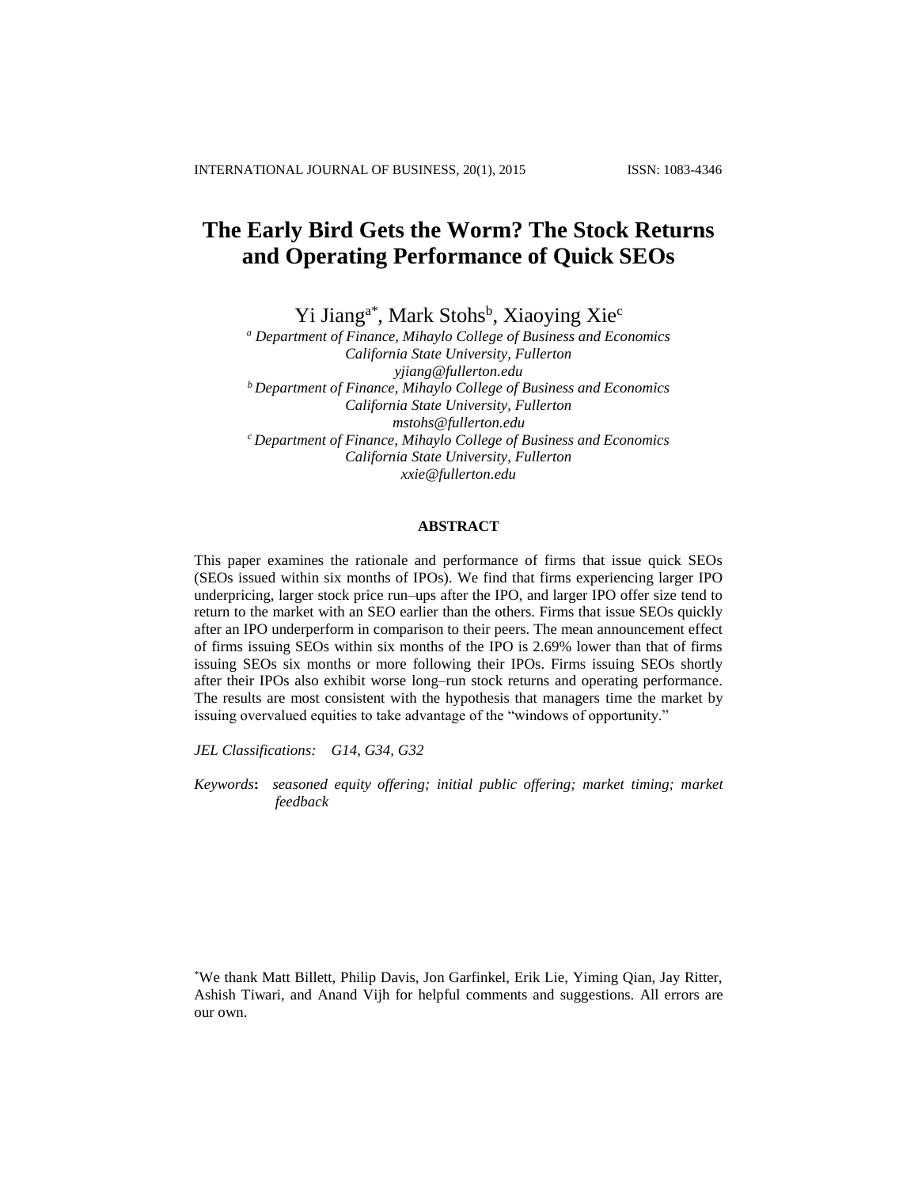# The Early Bird Gets the Worm? The Stock Returns and Operating Performance of Quick SEOs

Yi Jiang[a*], Mark Stohs[b], Xiaoying Xie[c]

[a] *Department of Finance, Mihaylo College of Business and Economics*
*California State University, Fullerton*
*yjiang@fullerton.edu*

[b] *Department of Finance, Mihaylo College of Business and Economics*
*California State University, Fullerton*
*mstohs@fullerton.edu*

[c] *Department of Finance, Mihaylo College of Business and Economics*
*California State University, Fullerton*
*xxie@fullerton.edu*

## ABSTRACT

This paper examines the rationale and performance of firms that issue quick SEOs (SEOs issued within six months of IPOs). We find that firms experiencing larger IPO underpricing, larger stock price run–ups after the IPO, and larger IPO offer size tend to return to the market with an SEO earlier than the others. Firms that issue SEOs quickly after an IPO underperform in comparison to their peers. The mean announcement effect of firms issuing SEOs within six months of the IPO is 2.69% lower than that of firms issuing SEOs six months or more following their IPOs. Firms issuing SEOs shortly after their IPOs also exhibit worse long–run stock returns and operating performance. The results are most consistent with the hypothesis that managers time the market by issuing overvalued equities to take advantage of the "windows of opportunity."

*JEL Classifications:* *G14, G34, G32*

*Keywords***:** *seasoned equity offering; initial public offering; market timing; market feedback*

[*]We thank Matt Billett, Philip Davis, Jon Garfinkel, Erik Lie, Yiming Qian, Jay Ritter, Ashish Tiwari, and Anand Vijh for helpful comments and suggestions. All errors are our own.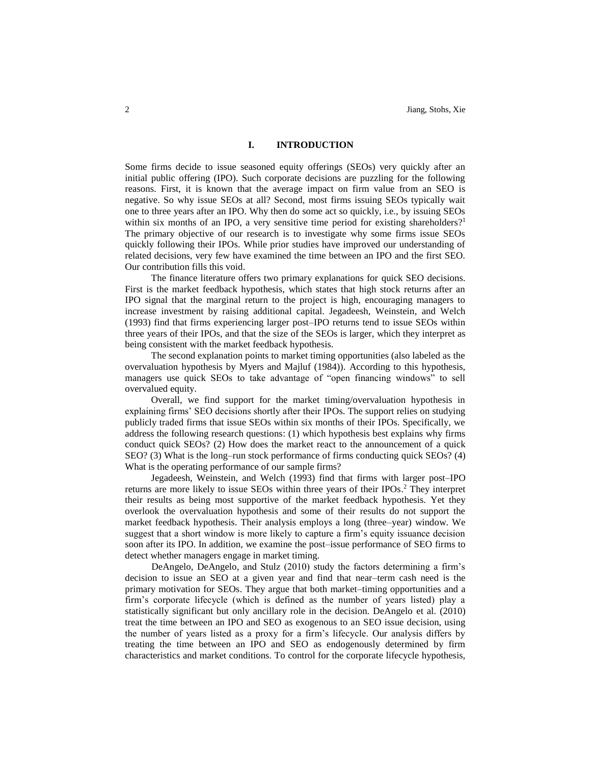## I. INTRODUCTION

Some firms decide to issue seasoned equity offerings (SEOs) very quickly after an initial public offering (IPO). Such corporate decisions are puzzling for the following reasons. First, it is known that the average impact on firm value from an SEO is negative. So why issue SEOs at all? Second, most firms issuing SEOs typically wait one to three years after an IPO. Why then do some act so quickly, i.e., by issuing SEOs within six months of an IPO, a very sensitive time period for existing shareholders?[1] The primary objective of our research is to investigate why some firms issue SEOs quickly following their IPOs. While prior studies have improved our understanding of related decisions, very few have examined the time between an IPO and the first SEO. Our contribution fills this void.

The finance literature offers two primary explanations for quick SEO decisions. First is the market feedback hypothesis, which states that high stock returns after an IPO signal that the marginal return to the project is high, encouraging managers to increase investment by raising additional capital. Jegadeesh, Weinstein, and Welch (1993) find that firms experiencing larger post–IPO returns tend to issue SEOs within three years of their IPOs, and that the size of the SEOs is larger, which they interpret as being consistent with the market feedback hypothesis.

The second explanation points to market timing opportunities (also labeled as the overvaluation hypothesis by Myers and Majluf (1984)). According to this hypothesis, managers use quick SEOs to take advantage of "open financing windows" to sell overvalued equity.

Overall, we find support for the market timing/overvaluation hypothesis in explaining firms' SEO decisions shortly after their IPOs. The support relies on studying publicly traded firms that issue SEOs within six months of their IPOs. Specifically, we address the following research questions: (1) which hypothesis best explains why firms conduct quick SEOs? (2) How does the market react to the announcement of a quick SEO? (3) What is the long–run stock performance of firms conducting quick SEOs? (4) What is the operating performance of our sample firms?

Jegadeesh, Weinstein, and Welch (1993) find that firms with larger post–IPO returns are more likely to issue SEOs within three years of their IPOs.[2] They interpret their results as being most supportive of the market feedback hypothesis. Yet they overlook the overvaluation hypothesis and some of their results do not support the market feedback hypothesis. Their analysis employs a long (three–year) window. We suggest that a short window is more likely to capture a firm's equity issuance decision soon after its IPO. In addition, we examine the post–issue performance of SEO firms to detect whether managers engage in market timing.

DeAngelo, DeAngelo, and Stulz (2010) study the factors determining a firm's decision to issue an SEO at a given year and find that near–term cash need is the primary motivation for SEOs. They argue that both market–timing opportunities and a firm's corporate lifecycle (which is defined as the number of years listed) play a statistically significant but only ancillary role in the decision. DeAngelo et al. (2010) treat the time between an IPO and SEO as exogenous to an SEO issue decision, using the number of years listed as a proxy for a firm's lifecycle. Our analysis differs by treating the time between an IPO and SEO as endogenously determined by firm characteristics and market conditions. To control for the corporate lifecycle hypothesis,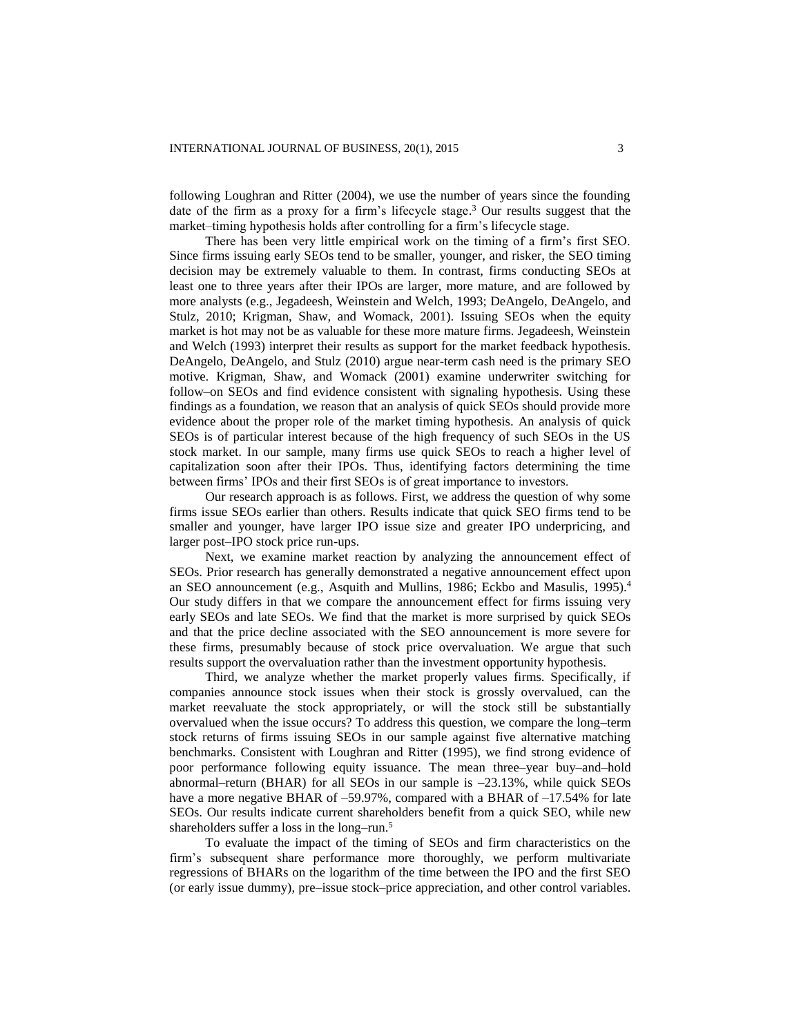following Loughran and Ritter (2004), we use the number of years since the founding date of the firm as a proxy for a firm's lifecycle stage.[3] Our results suggest that the market–timing hypothesis holds after controlling for a firm's lifecycle stage.

There has been very little empirical work on the timing of a firm's first SEO. Since firms issuing early SEOs tend to be smaller, younger, and risker, the SEO timing decision may be extremely valuable to them. In contrast, firms conducting SEOs at least one to three years after their IPOs are larger, more mature, and are followed by more analysts (e.g., Jegadeesh, Weinstein and Welch, 1993; DeAngelo, DeAngelo, and Stulz, 2010; Krigman, Shaw, and Womack, 2001). Issuing SEOs when the equity market is hot may not be as valuable for these more mature firms. Jegadeesh, Weinstein and Welch (1993) interpret their results as support for the market feedback hypothesis. DeAngelo, DeAngelo, and Stulz (2010) argue near-term cash need is the primary SEO motive. Krigman, Shaw, and Womack (2001) examine underwriter switching for follow–on SEOs and find evidence consistent with signaling hypothesis. Using these findings as a foundation, we reason that an analysis of quick SEOs should provide more evidence about the proper role of the market timing hypothesis. An analysis of quick SEOs is of particular interest because of the high frequency of such SEOs in the US stock market. In our sample, many firms use quick SEOs to reach a higher level of capitalization soon after their IPOs. Thus, identifying factors determining the time between firms' IPOs and their first SEOs is of great importance to investors.

Our research approach is as follows. First, we address the question of why some firms issue SEOs earlier than others. Results indicate that quick SEO firms tend to be smaller and younger, have larger IPO issue size and greater IPO underpricing, and larger post–IPO stock price run-ups.

Next, we examine market reaction by analyzing the announcement effect of SEOs. Prior research has generally demonstrated a negative announcement effect upon an SEO announcement (e.g., Asquith and Mullins, 1986; Eckbo and Masulis, 1995).[4] Our study differs in that we compare the announcement effect for firms issuing very early SEOs and late SEOs. We find that the market is more surprised by quick SEOs and that the price decline associated with the SEO announcement is more severe for these firms, presumably because of stock price overvaluation. We argue that such results support the overvaluation rather than the investment opportunity hypothesis.

Third, we analyze whether the market properly values firms. Specifically, if companies announce stock issues when their stock is grossly overvalued, can the market reevaluate the stock appropriately, or will the stock still be substantially overvalued when the issue occurs? To address this question, we compare the long–term stock returns of firms issuing SEOs in our sample against five alternative matching benchmarks. Consistent with Loughran and Ritter (1995), we find strong evidence of poor performance following equity issuance. The mean three–year buy–and–hold abnormal–return (BHAR) for all SEOs in our sample is –23.13%, while quick SEOs have a more negative BHAR of –59.97%, compared with a BHAR of –17.54% for late SEOs. Our results indicate current shareholders benefit from a quick SEO, while new shareholders suffer a loss in the long–run.[5]

To evaluate the impact of the timing of SEOs and firm characteristics on the firm's subsequent share performance more thoroughly, we perform multivariate regressions of BHARs on the logarithm of the time between the IPO and the first SEO (or early issue dummy), pre–issue stock–price appreciation, and other control variables.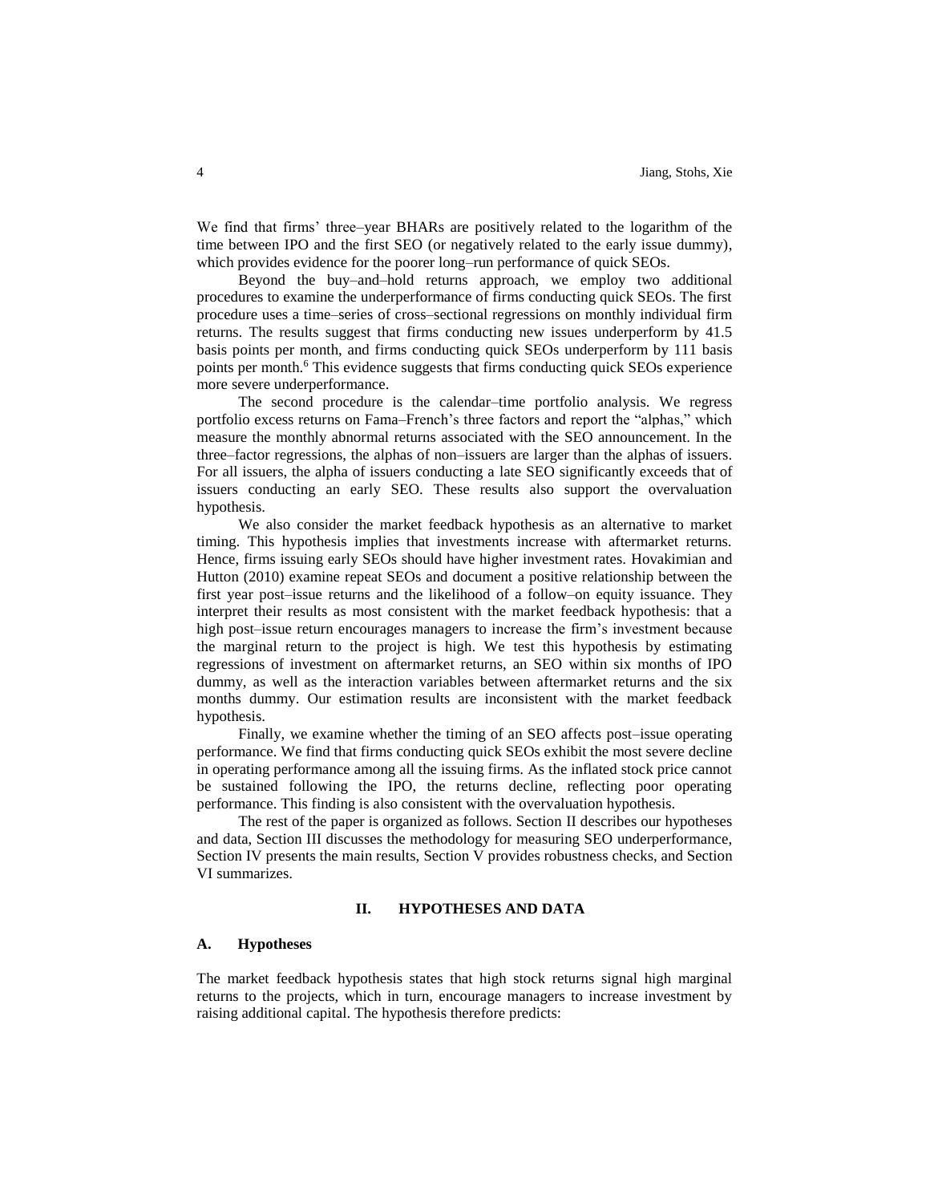We find that firms' three–year BHARs are positively related to the logarithm of the time between IPO and the first SEO (or negatively related to the early issue dummy), which provides evidence for the poorer long–run performance of quick SEOs.

Beyond the buy–and–hold returns approach, we employ two additional procedures to examine the underperformance of firms conducting quick SEOs. The first procedure uses a time–series of cross–sectional regressions on monthly individual firm returns. The results suggest that firms conducting new issues underperform by 41.5 basis points per month, and firms conducting quick SEOs underperform by 111 basis points per month.[6] This evidence suggests that firms conducting quick SEOs experience more severe underperformance.

The second procedure is the calendar–time portfolio analysis. We regress portfolio excess returns on Fama–French's three factors and report the "alphas," which measure the monthly abnormal returns associated with the SEO announcement. In the three–factor regressions, the alphas of non–issuers are larger than the alphas of issuers. For all issuers, the alpha of issuers conducting a late SEO significantly exceeds that of issuers conducting an early SEO. These results also support the overvaluation hypothesis.

We also consider the market feedback hypothesis as an alternative to market timing. This hypothesis implies that investments increase with aftermarket returns. Hence, firms issuing early SEOs should have higher investment rates. Hovakimian and Hutton (2010) examine repeat SEOs and document a positive relationship between the first year post–issue returns and the likelihood of a follow–on equity issuance. They interpret their results as most consistent with the market feedback hypothesis: that a high post–issue return encourages managers to increase the firm's investment because the marginal return to the project is high. We test this hypothesis by estimating regressions of investment on aftermarket returns, an SEO within six months of IPO dummy, as well as the interaction variables between aftermarket returns and the six months dummy. Our estimation results are inconsistent with the market feedback hypothesis.

Finally, we examine whether the timing of an SEO affects post–issue operating performance. We find that firms conducting quick SEOs exhibit the most severe decline in operating performance among all the issuing firms. As the inflated stock price cannot be sustained following the IPO, the returns decline, reflecting poor operating performance. This finding is also consistent with the overvaluation hypothesis.

The rest of the paper is organized as follows. Section II describes our hypotheses and data, Section III discusses the methodology for measuring SEO underperformance, Section IV presents the main results, Section V provides robustness checks, and Section VI summarizes.

## II. HYPOTHESES AND DATA

### A. Hypotheses

The market feedback hypothesis states that high stock returns signal high marginal returns to the projects, which in turn, encourage managers to increase investment by raising additional capital. The hypothesis therefore predicts: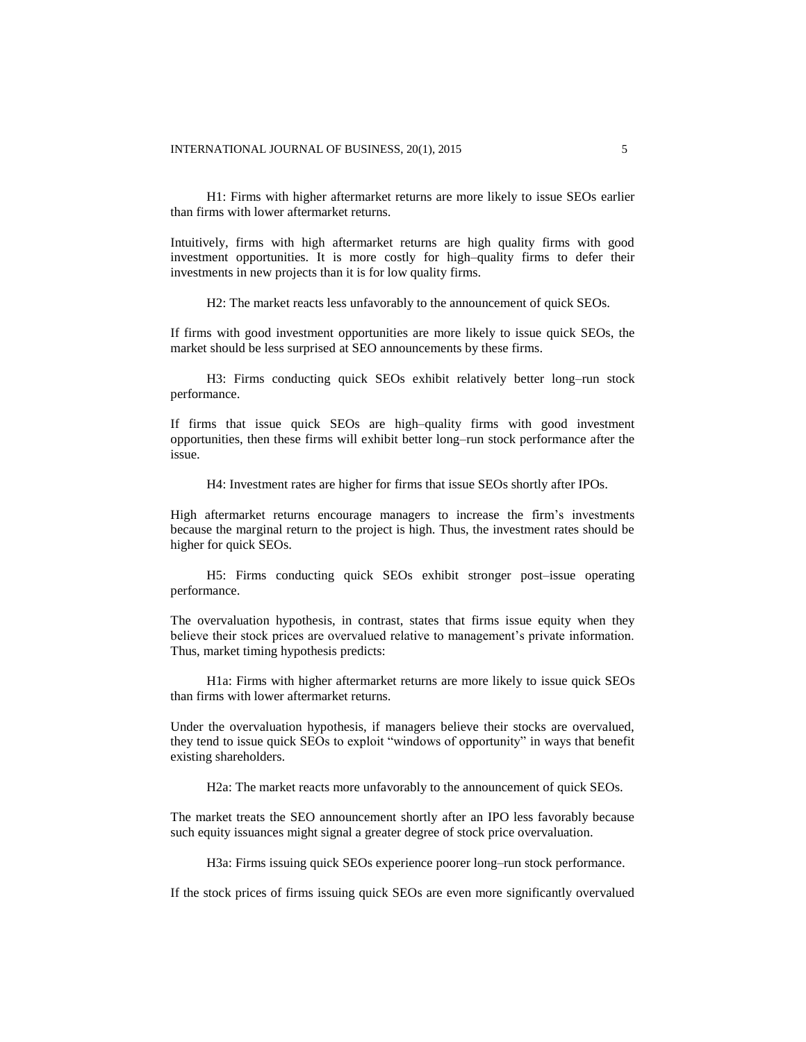H1: Firms with higher aftermarket returns are more likely to issue SEOs earlier than firms with lower aftermarket returns.

Intuitively, firms with high aftermarket returns are high quality firms with good investment opportunities. It is more costly for high–quality firms to defer their investments in new projects than it is for low quality firms.

H2: The market reacts less unfavorably to the announcement of quick SEOs.

If firms with good investment opportunities are more likely to issue quick SEOs, the market should be less surprised at SEO announcements by these firms.

H3: Firms conducting quick SEOs exhibit relatively better long–run stock performance.

If firms that issue quick SEOs are high–quality firms with good investment opportunities, then these firms will exhibit better long–run stock performance after the issue.

H4: Investment rates are higher for firms that issue SEOs shortly after IPOs.

High aftermarket returns encourage managers to increase the firm's investments because the marginal return to the project is high. Thus, the investment rates should be higher for quick SEOs.

H5: Firms conducting quick SEOs exhibit stronger post–issue operating performance.

The overvaluation hypothesis, in contrast, states that firms issue equity when they believe their stock prices are overvalued relative to management's private information. Thus, market timing hypothesis predicts:

H1a: Firms with higher aftermarket returns are more likely to issue quick SEOs than firms with lower aftermarket returns.

Under the overvaluation hypothesis, if managers believe their stocks are overvalued, they tend to issue quick SEOs to exploit "windows of opportunity" in ways that benefit existing shareholders.

H2a: The market reacts more unfavorably to the announcement of quick SEOs.

The market treats the SEO announcement shortly after an IPO less favorably because such equity issuances might signal a greater degree of stock price overvaluation.

H3a: Firms issuing quick SEOs experience poorer long–run stock performance.

If the stock prices of firms issuing quick SEOs are even more significantly overvalued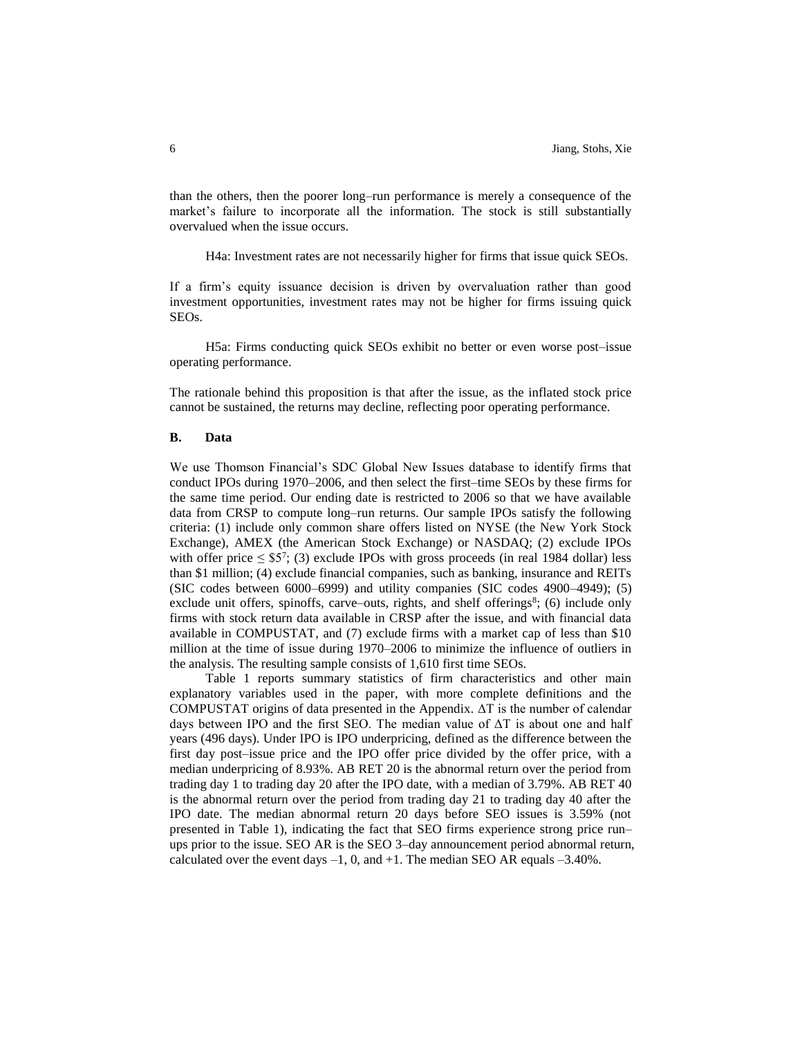than the others, then the poorer long–run performance is merely a consequence of the market's failure to incorporate all the information. The stock is still substantially overvalued when the issue occurs.

H4a: Investment rates are not necessarily higher for firms that issue quick SEOs.

If a firm's equity issuance decision is driven by overvaluation rather than good investment opportunities, investment rates may not be higher for firms issuing quick SEOs.

H5a: Firms conducting quick SEOs exhibit no better or even worse post–issue operating performance.

The rationale behind this proposition is that after the issue, as the inflated stock price cannot be sustained, the returns may decline, reflecting poor operating performance.

### B. Data

We use Thomson Financial's SDC Global New Issues database to identify firms that conduct IPOs during 1970–2006, and then select the first–time SEOs by these firms for the same time period. Our ending date is restricted to 2006 so that we have available data from CRSP to compute long–run returns. Our sample IPOs satisfy the following criteria: (1) include only common share offers listed on NYSE (the New York Stock Exchange), AMEX (the American Stock Exchange) or NASDAQ; (2) exclude IPOs with offer price ≤ \$5[7]; (3) exclude IPOs with gross proceeds (in real 1984 dollar) less than \$1 million; (4) exclude financial companies, such as banking, insurance and REITs (SIC codes between 6000–6999) and utility companies (SIC codes[8] 4900–4949); (5) exclude unit offers, spinoffs, carve–outs, rights, and shelf offerings[8]; (6) include only firms with stock return data available in CRSP after the issue, and with financial data available in COMPUSTAT, and (7) exclude firms with a market cap of less than \$10 million at the time of issue during 1970–2006 to minimize the influence of outliers in the analysis. The resulting sample consists of 1,610 first time SEOs.

Table 1 reports summary statistics of firm characteristics and other main explanatory variables used in the paper, with more complete definitions and the COMPUSTAT origins of data presented in the Appendix. $\Delta T$ is the number of calendar days between IPO and the first SEO. The median value of $\Delta T$ is about one and half years (496 days). Under IPO is IPO underpricing, defined as the difference between the first day post–issue price and the IPO offer price divided by the offer price, with a median underpricing of 8.93%. AB RET 20 is the abnormal return over the period from trading day 1 to trading day 20 after the IPO date, with a median of 3.79%. AB RET 40 is the abnormal return over the period from trading day 21 to trading day 40 after the IPO date. The median abnormal return 20 days before SEO issues is 3.59% (not presented in Table 1), indicating the fact that SEO firms experience strong price run–ups prior to the issue. SEO AR is the SEO 3–day announcement period abnormal return, calculated over the event days –1, 0, and +1. The median SEO AR equals –3.40%.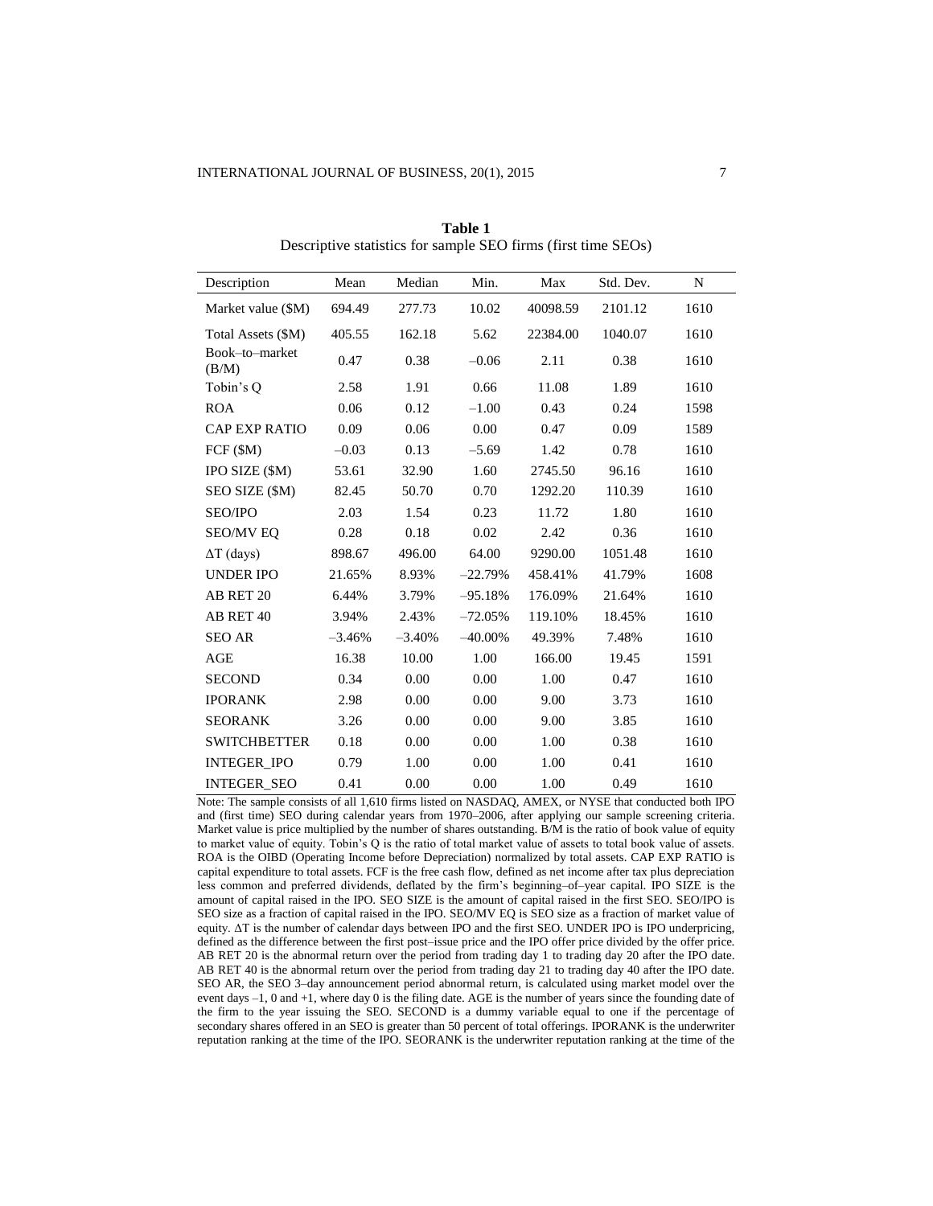**Table 1**
Descriptive statistics for sample SEO firms (first time SEOs)

| Description | Mean | Median | Min. | Max | Std. Dev. | N |
|---|---|---|---|---|---|---|
| Market value ($M) | 694.49 | 277.73 | 10.02 | 40098.59 | 2101.12 | 1610 |
| Total Assets ($M) | 405.55 | 162.18 | 5.62 | 22384.00 | 1040.07 | 1610 |
| Book–to–market (B/M) | 0.47 | 0.38 | –0.06 | 2.11 | 0.38 | 1610 |
| Tobin's Q | 2.58 | 1.91 | 0.66 | 11.08 | 1.89 | 1610 |
| ROA | 0.06 | 0.12 | –1.00 | 0.43 | 0.24 | 1598 |
| CAP EXP RATIO | 0.09 | 0.06 | 0.00 | 0.47 | 0.09 | 1589 |
| FCF ($M) | –0.03 | 0.13 | –5.69 | 1.42 | 0.78 | 1610 |
| IPO SIZE ($M) | 53.61 | 32.90 | 1.60 | 2745.50 | 96.16 | 1610 |
| SEO SIZE ($M) | 82.45 | 50.70 | 0.70 | 1292.20 | 110.39 | 1610 |
| SEO/IPO | 2.03 | 1.54 | 0.23 | 11.72 | 1.80 | 1610 |
| SEO/MV EQ | 0.28 | 0.18 | 0.02 | 2.42 | 0.36 | 1610 |
| ΔT (days) | 898.67 | 496.00 | 64.00 | 9290.00 | 1051.48 | 1610 |
| UNDER IPO | 21.65% | 8.93% | –22.79% | 458.41% | 41.79% | 1608 |
| AB RET 20 | 6.44% | 3.79% | –95.18% | 176.09% | 21.64% | 1610 |
| AB RET 40 | 3.94% | 2.43% | –72.05% | 119.10% | 18.45% | 1610 |
| SEO AR | –3.46% | –3.40% | –40.00% | 49.39% | 7.48% | 1610 |
| AGE | 16.38 | 10.00 | 1.00 | 166.00 | 19.45 | 1591 |
| SECOND | 0.34 | 0.00 | 0.00 | 1.00 | 0.47 | 1610 |
| IPORANK | 2.98 | 0.00 | 0.00 | 9.00 | 3.73 | 1610 |
| SEORANK | 3.26 | 0.00 | 0.00 | 9.00 | 3.85 | 1610 |
| SWITCHBETTER | 0.18 | 0.00 | 0.00 | 1.00 | 0.38 | 1610 |
| INTEGER_IPO | 0.79 | 1.00 | 0.00 | 1.00 | 0.41 | 1610 |
| INTEGER_SEO | 0.41 | 0.00 | 0.00 | 1.00 | 0.49 | 1610 |

Note: The sample consists of all 1,610 firms listed on NASDAQ, AMEX, or NYSE that conducted both IPO and (first time) SEO during calendar years from 1970–2006, after applying our sample screening criteria. Market value is price multiplied by the number of shares outstanding. B/M is the ratio of book value of equity to market value of equity. Tobin's Q is the ratio of total market value of assets to total book value of assets. ROA is the OIBD (Operating Income before Depreciation) normalized by total assets. CAP EXP RATIO is capital expenditure to total assets. FCF is the free cash flow, defined as net income after tax plus depreciation less common and preferred dividends, deflated by the firm's beginning–of–year capital. IPO SIZE is the amount of capital raised in the IPO. SEO SIZE is the amount of capital raised in the first SEO. SEO/IPO is SEO size as a fraction of capital raised in the IPO. SEO/MV EQ is SEO size as a fraction of market value of equity. ΔT is the number of calendar days between IPO and the first SEO. UNDER IPO is IPO underpricing, defined as the difference between the first post–issue price and the IPO offer price divided by the offer price. AB RET 20 is the abnormal return over the period from trading day 1 to trading day 20 after the IPO date. AB RET 40 is the abnormal return over the period from trading day 21 to trading day 40 after the IPO date. SEO AR, the SEO 3–day announcement period abnormal return, is calculated using market model over the event days –1, 0 and +1, where day 0 is the filing date. AGE is the number of years since the founding date of the firm to the year issuing the SEO. SECOND is a dummy variable equal to one if the percentage of secondary shares offered in an SEO is greater than 50 percent of total offerings. IPORANK is the underwriter reputation ranking at the time of the IPO. SEORANK is the underwriter reputation ranking at the time of the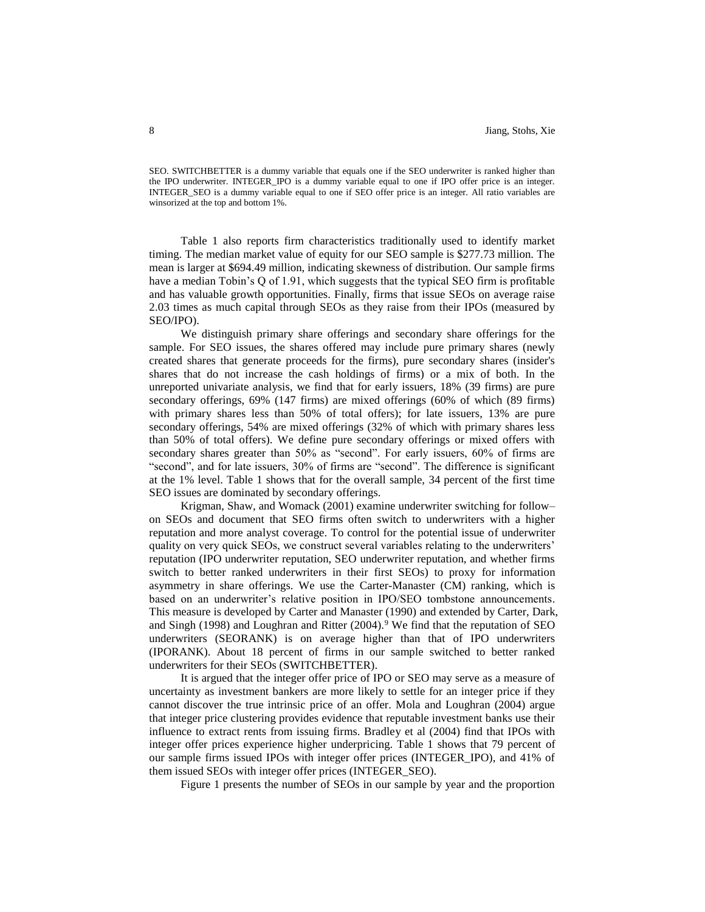SEO. SWITCHBETTER is a dummy variable that equals one if the SEO underwriter is ranked higher than the IPO underwriter. INTEGER_IPO is a dummy variable equal to one if IPO offer price is an integer. INTEGER_SEO is a dummy variable equal to one if SEO offer price is an integer. All ratio variables are winsorized at the top and bottom 1%.

Table 1 also reports firm characteristics traditionally used to identify market timing. The median market value of equity for our SEO sample is \$277.73 million. The mean is larger at \$694.49 million, indicating skewness of distribution. Our sample firms have a median Tobin's Q of 1.91, which suggests that the typical SEO firm is profitable and has valuable growth opportunities. Finally, firms that issue SEOs on average raise 2.03 times as much capital through SEOs as they raise from their IPOs (measured by SEO/IPO).

We distinguish primary share offerings and secondary share offerings for the sample. For SEO issues, the shares offered may include pure primary shares (newly created shares that generate proceeds for the firms), pure secondary shares (insider's shares that do not increase the cash holdings of firms) or a mix of both. In the unreported univariate analysis, we find that for early issuers, 18% (39 firms) are pure secondary offerings, 69% (147 firms) are mixed offerings (60% of which (89 firms) with primary shares less than 50% of total offers); for late issuers, 13% are pure secondary offerings, 54% are mixed offerings (32% of which with primary shares less than 50% of total offers). We define pure secondary offerings or mixed offers with secondary shares greater than 50% as "second". For early issuers, 60% of firms are "second", and for late issuers, 30% of firms are "second". The difference is significant at the 1% level. Table 1 shows that for the overall sample, 34 percent of the first time SEO issues are dominated by secondary offerings.

Krigman, Shaw, and Womack (2001) examine underwriter switching for follow–on SEOs and document that SEO firms often switch to underwriters with a higher reputation and more analyst coverage. To control for the potential issue of underwriter quality on very quick SEOs, we construct several variables relating to the underwriters' reputation (IPO underwriter reputation, SEO underwriter reputation, and whether firms switch to better ranked underwriters in their first SEOs) to proxy for information asymmetry in share offerings. We use the Carter-Manaster (CM) ranking, which is based on an underwriter's relative position in IPO/SEO tombstone announcements. This measure is developed by Carter and Manaster (1990) and extended by Carter, Dark, and Singh (1998) and Loughran and Ritter (2004).[9] We find that the reputation of SEO underwriters (SEORANK) is on average higher than that of IPO underwriters (IPORANK). About 18 percent of firms in our sample switched to better ranked underwriters for their SEOs (SWITCHBETTER).

It is argued that the integer offer price of IPO or SEO may serve as a measure of uncertainty as investment bankers are more likely to settle for an integer price if they cannot discover the true intrinsic price of an offer. Mola and Loughran (2004) argue that integer price clustering provides evidence that reputable investment banks use their influence to extract rents from issuing firms. Bradley et al (2004) find that IPOs with integer offer prices experience higher underpricing. Table 1 shows that 79 percent of our sample firms issued IPOs with integer offer prices (INTEGER_IPO), and 41% of them issued SEOs with integer offer prices (INTEGER_SEO).

Figure 1 presents the number of SEOs in our sample by year and the proportion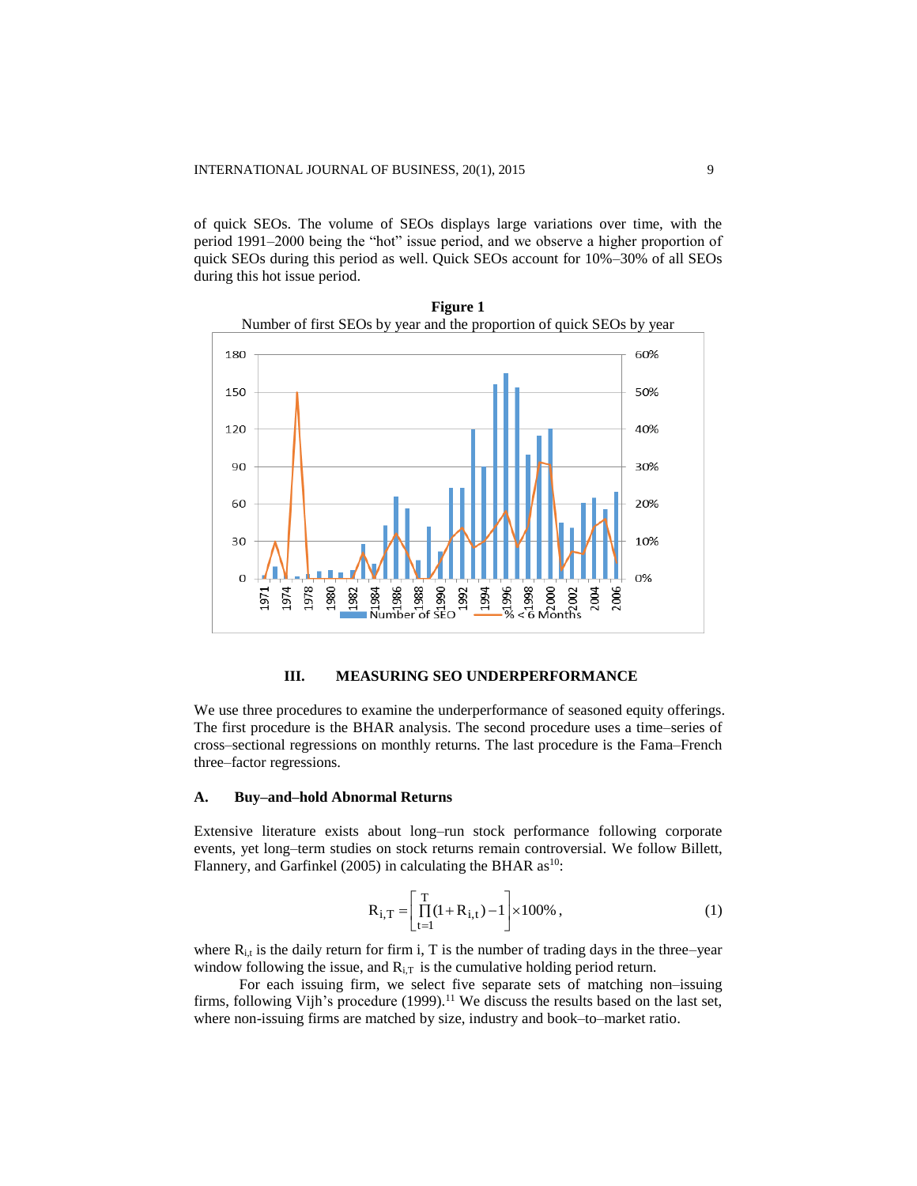of quick SEOs. The volume of SEOs displays large variations over time, with the period 1991–2000 being the "hot" issue period, and we observe a higher proportion of quick SEOs during this period as well. Quick SEOs account for 10%–30% of all SEOs during this hot issue period.

**Figure 1**

Number of first SEOs by year and the proportion of quick SEOs by year

## III. MEASURING SEO UNDERPERFORMANCE

We use three procedures to examine the underperformance of seasoned equity offerings. The first procedure is the BHAR analysis. The second procedure uses a time–series of cross–sectional regressions on monthly returns. The last procedure is the Fama–French three–factor regressions.

### A. Buy–and–hold Abnormal Returns

Extensive literature exists about long–run stock performance following corporate events, yet long–term studies on stock returns remain controversial. We follow Billett, Flannery, and Garfinkel (2005) in calculating the BHAR as[10]:

$$R_{i,T} = \left[ \prod_{t=1}^{T} (1 + R_{i,t}) - 1 \right] \times 100\% , \tag{1}$$

where $R_{i,t}$ is the daily return for firm i, T is the number of trading days in the three–year window following the issue, and $R_{i,T}$ is the cumulative holding period return.

For each issuing firm, we select five separate sets of matching non–issuing firms, following Vijh's procedure (1999).[11] We discuss the results based on the last set, where non-issuing firms are matched by size, industry and book–to–market ratio.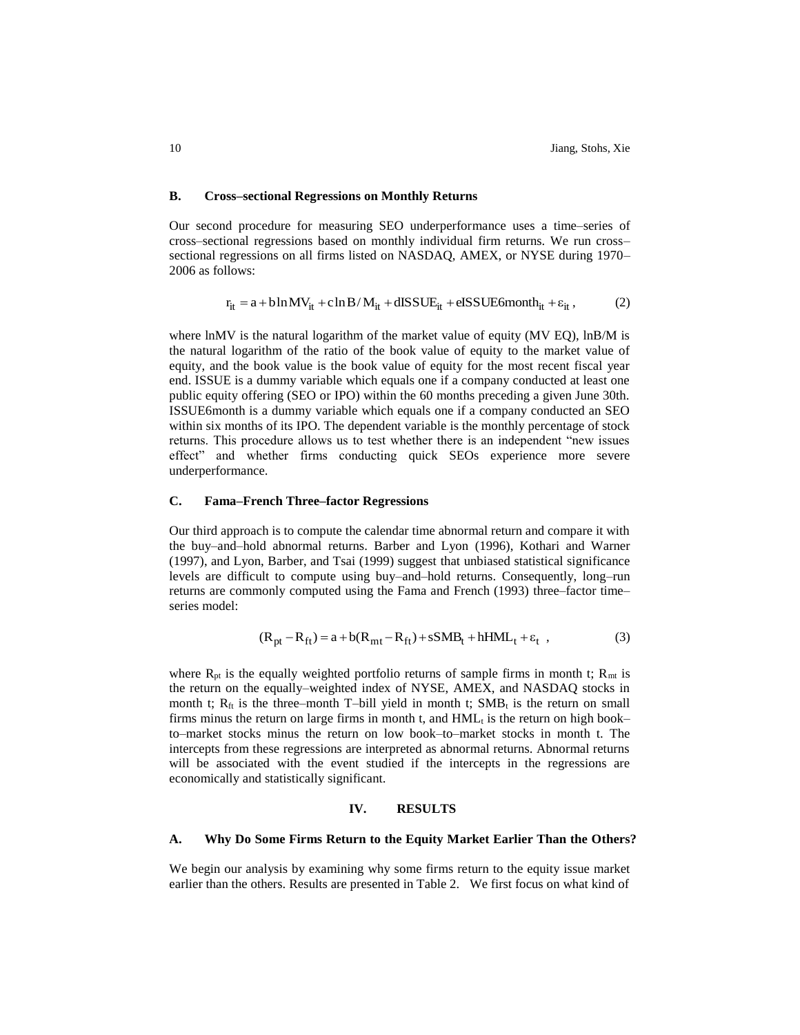### B. Cross–sectional Regressions on Monthly Returns

Our second procedure for measuring SEO underperformance uses a time–series of cross–sectional regressions based on monthly individual firm returns. We run cross–sectional regressions on all firms listed on NASDAQ, AMEX, or NYSE during 1970–2006 as follows:

$$r_{it} = a + b\ln MV_{it} + c\ln B/M_{it} + dISSUE_{it} + eISSUE6month_{it} + \varepsilon_{it}\,, \tag{2}$$

where lnMV is the natural logarithm of the market value of equity (MV EQ), lnB/M is the natural logarithm of the ratio of the book value of equity to the market value of equity, and the book value is the book value of equity for the most recent fiscal year end. ISSUE is a dummy variable which equals one if a company conducted at least one public equity offering (SEO or IPO) within the 60 months preceding a given June 30th. ISSUE6month is a dummy variable which equals one if a company conducted an SEO within six months of its IPO. The dependent variable is the monthly percentage of stock returns. This procedure allows us to test whether there is an independent "new issues effect" and whether firms conducting quick SEOs experience more severe underperformance.

### C. Fama–French Three–factor Regressions

Our third approach is to compute the calendar time abnormal return and compare it with the buy–and–hold abnormal returns. Barber and Lyon (1996), Kothari and Warner (1997), and Lyon, Barber, and Tsai (1999) suggest that unbiased statistical significance levels are difficult to compute using buy–and–hold returns. Consequently, long–run returns are commonly computed using the Fama and French (1993) three–factor time–series model:

$$(R_{pt} - R_{ft}) = a + b(R_{mt} - R_{ft}) + sSMB_t + hHML_t + \varepsilon_t\;, \tag{3}$$

where $R_{pt}$ is the equally weighted portfolio returns of sample firms in month t; $R_{mt}$ is the return on the equally–weighted index of NYSE, AMEX, and NASDAQ stocks in month t; $R_{ft}$ is the three–month T–bill yield in month t; $SMB_t$ is the return on small firms minus the return on large firms in month t, and $HML_t$ is the return on high book–to–market stocks minus the return on low book–to–market stocks in month t. The intercepts from these regressions are interpreted as abnormal returns. Abnormal returns will be associated with the event studied if the intercepts in the regressions are economically and statistically significant.

## IV. RESULTS

### A. Why Do Some Firms Return to the Equity Market Earlier Than the Others?

We begin our analysis by examining why some firms return to the equity issue market earlier than the others. Results are presented in Table 2. We first focus on what kind of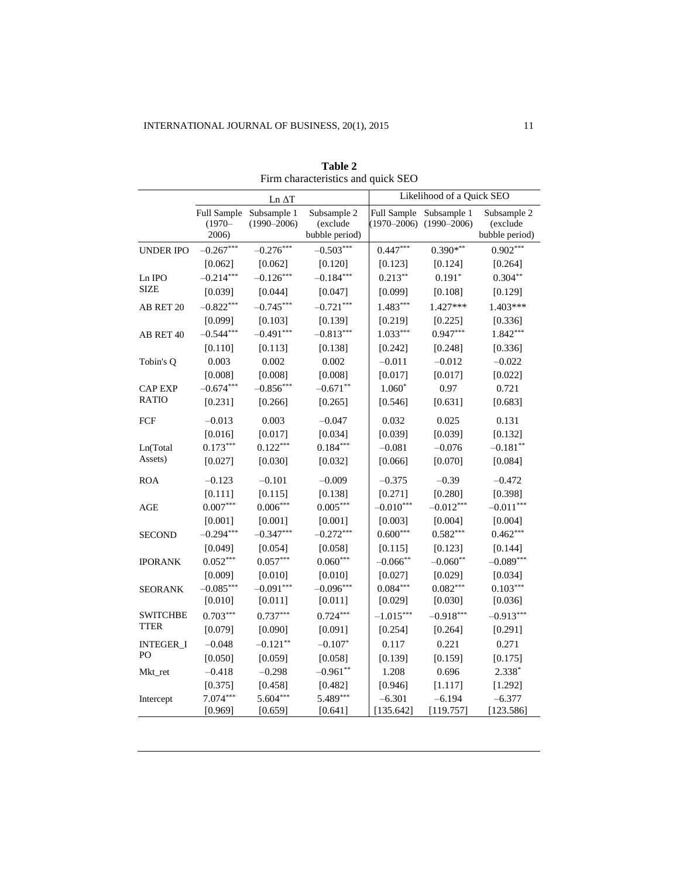**Table 2**
Firm characteristics and quick SEO

| | Ln ΔT | | | Likelihood of a Quick SEO | | |
|---|---|---|---|---|---|---|
| | Full Sample (1970–2006) | Subsample 1 (1990–2006) | Subsample 2 (exclude bubble period) | Full Sample (1970–2006) | Subsample 1 (1990–2006) | Subsample 2 (exclude bubble period) |
| UNDER IPO | −0.267*** | −0.276*** | −0.503*** | 0.447*** | 0.390*** | 0.902*** |
| | [0.062] | [0.062] | [0.120] | [0.123] | [0.124] | [0.264] |
| Ln IPO SIZE | −0.214*** | −0.126*** | −0.184*** | 0.213** | 0.191* | 0.304** |
| | [0.039] | [0.044] | [0.047] | [0.099] | [0.108] | [0.129] |
| AB RET 20 | −0.822*** | −0.745*** | −0.721*** | 1.483*** | 1.427*** | 1.403*** |
| | [0.099] | [0.103] | [0.139] | [0.219] | [0.225] | [0.336] |
| AB RET 40 | −0.544*** | −0.491*** | −0.813*** | 1.033*** | 0.947*** | 1.842*** |
| | [0.110] | [0.113] | [0.138] | [0.242] | [0.248] | [0.336] |
| Tobin's Q | 0.003 | 0.002 | 0.002 | −0.011 | −0.012 | −0.022 |
| | [0.008] | [0.008] | [0.008] | [0.017] | [0.017] | [0.022] |
| CAP EXP RATIO | −0.674*** | −0.856*** | −0.671** | 1.060* | 0.97 | 0.721 |
| | [0.231] | [0.266] | [0.265] | [0.546] | [0.631] | [0.683] |
| FCF | −0.013 | 0.003 | −0.047 | 0.032 | 0.025 | 0.131 |
| | [0.016] | [0.017] | [0.034] | [0.039] | [0.039] | [0.132] |
| Ln(Total Assets) | 0.173*** | 0.122*** | 0.184*** | −0.081 | −0.076 | −0.181** |
| | [0.027] | [0.030] | [0.032] | [0.066] | [0.070] | [0.084] |
| ROA | −0.123 | −0.101 | −0.009 | −0.375 | −0.39 | −0.472 |
| | [0.111] | [0.115] | [0.138] | [0.271] | [0.280] | [0.398] |
| AGE | 0.007*** | 0.006*** | 0.005*** | −0.010*** | −0.012*** | −0.011*** |
| | [0.001] | [0.001] | [0.001] | [0.003] | [0.004] | [0.004] |
| SECOND | −0.294*** | −0.347*** | −0.272*** | 0.600*** | 0.582*** | 0.462*** |
| | [0.049] | [0.054] | [0.058] | [0.115] | [0.123] | [0.144] |
| IPORANK | 0.052*** | 0.057*** | 0.060*** | −0.066** | −0.060** | −0.089*** |
| | [0.009] | [0.010] | [0.010] | [0.027] | [0.029] | [0.034] |
| SEORANK | −0.085*** | −0.091*** | −0.096*** | 0.084*** | 0.082*** | 0.103*** |
| | [0.010] | [0.011] | [0.011] | [0.029] | [0.030] | [0.036] |
| SWITCHBETTER | 0.703*** | 0.737*** | 0.724*** | −1.015*** | −0.918*** | −0.913*** |
| | [0.079] | [0.090] | [0.091] | [0.254] | [0.264] | [0.291] |
| INTEGER_IPO | −0.048 | −0.121** | −0.107* | 0.117 | 0.221 | 0.271 |
| | [0.050] | [0.059] | [0.058] | [0.139] | [0.159] | [0.175] |
| Mkt_ret | −0.418 | −0.298 | −0.961** | 1.208 | 0.696 | 2.338* |
| | [0.375] | [0.458] | [0.482] | [0.946] | [1.117] | [1.292] |
| Intercept | 7.074*** | 5.604*** | 5.489*** | −6.301 | −6.194 | −6.377 |
| | [0.969] | [0.659] | [0.641] | [135.642] | [119.757] | [123.586] |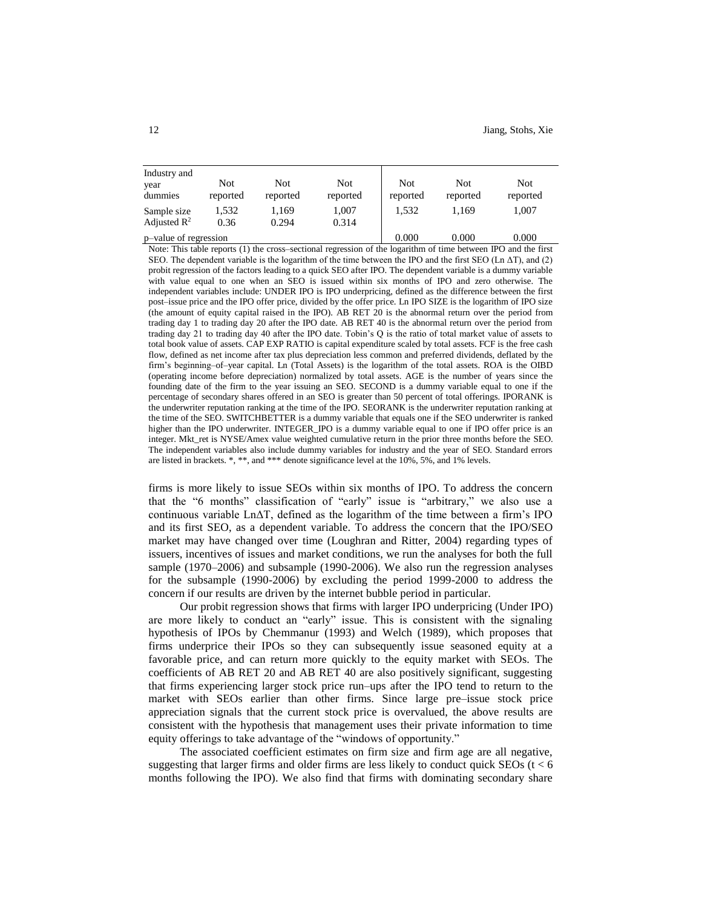| Industry and year dummies | Not reported | Not reported | Not reported | Not reported | Not reported | Not reported |
|---|---|---|---|---|---|---|
| Sample size | 1,532 | 1,169 | 1,007 | 1,532 | 1,169 | 1,007 |
| Adjusted $R^2$ | 0.36 | 0.294 | 0.314 | | | |
| p–value of regression | | | | 0.000 | 0.000 | 0.000 |

Note: This table reports (1) the cross–sectional regression of the logarithm of time between IPO and the first SEO. The dependent variable is the logarithm of the time between the IPO and the first SEO (Ln ΔT), and (2) probit regression of the factors leading to a quick SEO after IPO. The dependent variable is a dummy variable with value equal to one when an SEO is issued within six months of IPO and zero otherwise. The independent variables include: UNDER IPO is IPO underpricing, defined as the difference between the first post–issue price and the IPO offer price, divided by the offer price. Ln IPO SIZE is the logarithm of IPO size (the amount of equity capital raised in the IPO). AB RET 20 is the abnormal return over the period from trading day 1 to trading day 20 after the IPO date. AB RET 40 is the abnormal return over the period from trading day 21 to trading day 40 after the IPO date. Tobin's Q is the ratio of total market value of assets to total book value of assets. CAP EXP RATIO is capital expenditure scaled by total assets. FCF is the free cash flow, defined as net income after tax plus depreciation less common and preferred dividends, deflated by the firm's beginning–of–year capital. Ln (Total Assets) is the logarithm of the total assets. ROA is the OIBD (operating income before depreciation) normalized by total assets. AGE is the number of years since the founding date of the firm to the year issuing an SEO. SECOND is a dummy variable equal to one if the percentage of secondary shares offered in an SEO is greater than 50 percent of total offerings. IPORANK is the underwriter reputation ranking at the time of the IPO. SEORANK is the underwriter reputation ranking at the time of the SEO. SWITCHBETTER is a dummy variable that equals one if the SEO underwriter is ranked higher than the IPO underwriter. INTEGER_IPO is a dummy variable equal to one if IPO offer price is an integer. Mkt_ret is NYSE/Amex value weighted cumulative return in the prior three months before the SEO. The independent variables also include dummy variables for industry and the year of SEO. Standard errors are listed in brackets. *, **, and *** denote significance level at the 10%, 5%, and 1% levels.

firms is more likely to issue SEOs within six months of IPO. To address the concern that the "6 months" classification of "early" issue is "arbitrary," we also use a continuous variable LnΔT, defined as the logarithm of the time between a firm's IPO and its first SEO, as a dependent variable. To address the concern that the IPO/SEO market may have changed over time (Loughran and Ritter, 2004) regarding types of issuers, incentives of issues and market conditions, we run the analyses for both the full sample (1970–2006) and subsample (1990-2006). We also run the regression analyses for the subsample (1990-2006) by excluding the period 1999-2000 to address the concern if our results are driven by the internet bubble period in particular.

Our probit regression shows that firms with larger IPO underpricing (Under IPO) are more likely to conduct an "early" issue. This is consistent with the signaling hypothesis of IPOs by Chemmanur (1993) and Welch (1989), which proposes that firms underprice their IPOs so they can subsequently issue seasoned equity at a favorable price, and can return more quickly to the equity market with SEOs. The coefficients of AB RET 20 and AB RET 40 are also positively significant, suggesting that firms experiencing larger stock price run–ups after the IPO tend to return to the market with SEOs earlier than other firms. Since large pre–issue stock price appreciation signals that the current stock price is overvalued, the above results are consistent with the hypothesis that management uses their private information to time equity offerings to take advantage of the "windows of opportunity."

The associated coefficient estimates on firm size and firm age are all negative, suggesting that larger firms and older firms are less likely to conduct quick SEOs ($t < 6$ months following the IPO). We also find that firms with dominating secondary share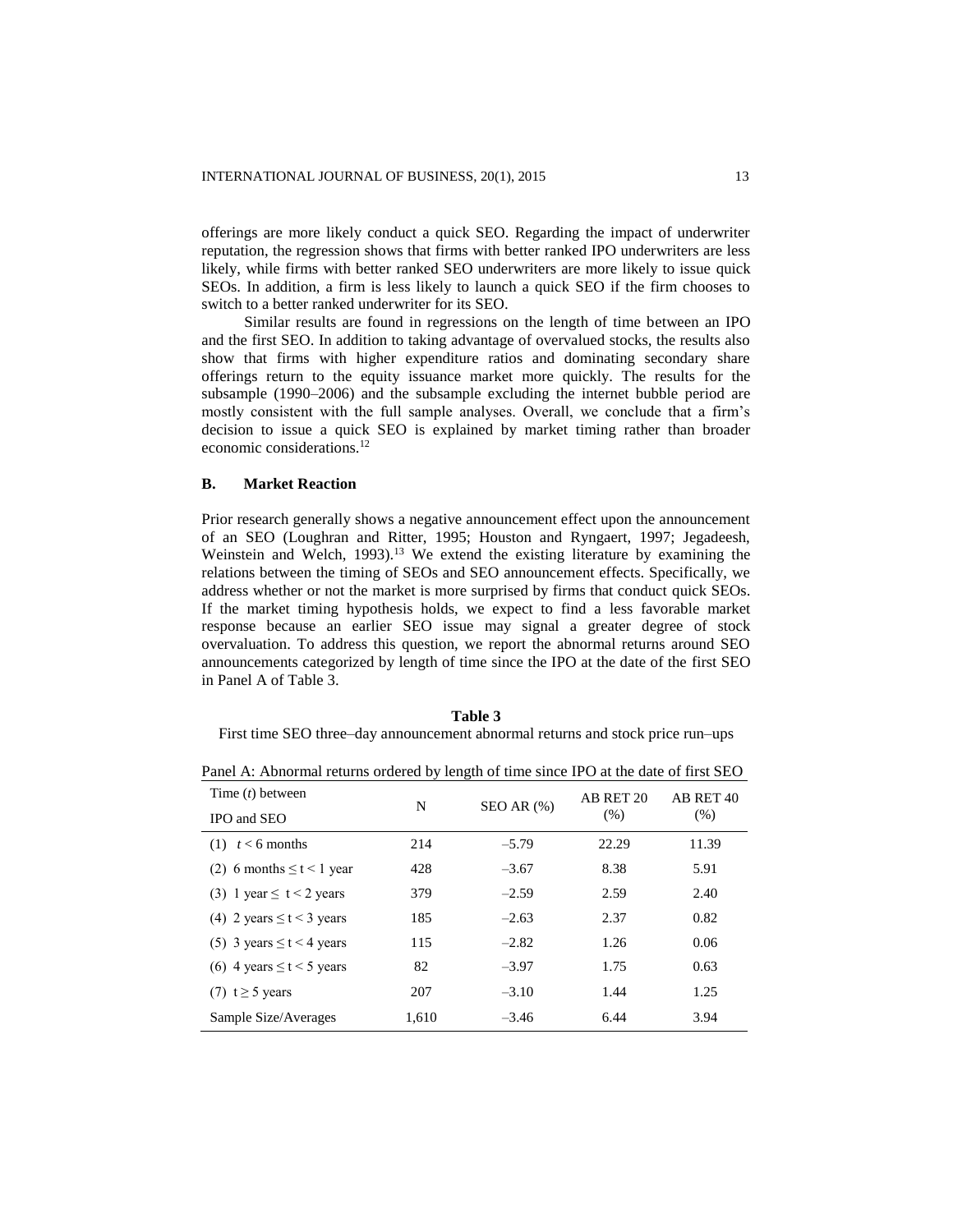offerings are more likely conduct a quick SEO. Regarding the impact of underwriter reputation, the regression shows that firms with better ranked IPO underwriters are less likely, while firms with better ranked SEO underwriters are more likely to issue quick SEOs. In addition, a firm is less likely to launch a quick SEO if the firm chooses to switch to a better ranked underwriter for its SEO.

Similar results are found in regressions on the length of time between an IPO and the first SEO. In addition to taking advantage of overvalued stocks, the results also show that firms with higher expenditure ratios and dominating secondary share offerings return to the equity issuance market more quickly. The results for the subsample (1990–2006) and the subsample excluding the internet bubble period are mostly consistent with the full sample analyses. Overall, we conclude that a firm's decision to issue a quick SEO is explained by market timing rather than broader economic considerations.[12]

### B. Market Reaction

Prior research generally shows a negative announcement effect upon the announcement of an SEO (Loughran and Ritter, 1995; Houston and Ryngaert, 1997; Jegadeesh, Weinstein and Welch, 1993).[13] We extend the existing literature by examining the relations between the timing of SEOs and SEO announcement effects. Specifically, we address whether or not the market is more surprised by firms that conduct quick SEOs. If the market timing hypothesis holds, we expect to find a less favorable market response because an earlier SEO issue may signal a greater degree of stock overvaluation. To address this question, we report the abnormal returns around SEO announcements categorized by length of time since the IPO at the date of the first SEO in Panel A of Table 3.

**Table 3**

First time SEO three–day announcement abnormal returns and stock price run–ups

Panel A: Abnormal returns ordered by length of time since IPO at the date of first SEO

| Time ($t$) between IPO and SEO | N | SEO AR (%) | AB RET 20 (%) | AB RET 40 (%) |
|---|---|---|---|---|
| (1) $t < 6$ months | 214 | –5.79 | 22.29 | 11.39 |
| (2) 6 months $\leq t <$ 1 year | 428 | –3.67 | 8.38 | 5.91 |
| (3) 1 year $\leq t <$ 2 years | 379 | –2.59 | 2.59 | 2.40 |
| (4) 2 years $\leq t <$ 3 years | 185 | –2.63 | 2.37 | 0.82 |
| (5) 3 years $\leq t <$ 4 years | 115 | –2.82 | 1.26 | 0.06 |
| (6) 4 years $\leq t <$ 5 years | 82 | –3.97 | 1.75 | 0.63 |
| (7) $t \geq 5$ years | 207 | –3.10 | 1.44 | 1.25 |
| Sample Size/Averages | 1,610 | –3.46 | 6.44 | 3.94 |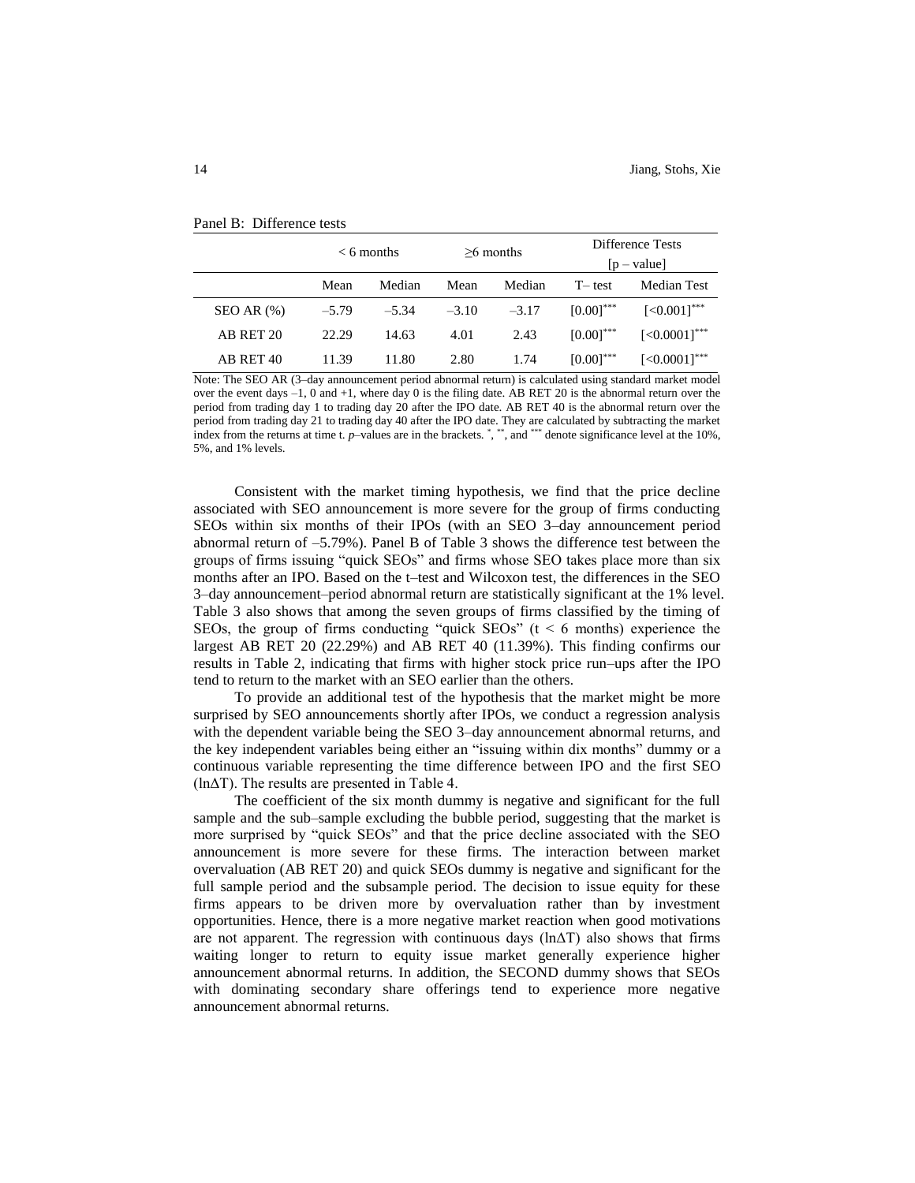Panel B: Difference tests

| | < 6 months | | ≥6 months | | Difference Tests [p – value] | |
|---|---|---|---|---|---|---|
| | Mean | Median | Mean | Median | T– test | Median Test |
| SEO AR (%) | –5.79 | –5.34 | –3.10 | –3.17 | [0.00]*** | [<0.001]*** |
| AB RET 20 | 22.29 | 14.63 | 4.01 | 2.43 | [0.00]*** | [<0.0001]*** |
| AB RET 40 | 11.39 | 11.80 | 2.80 | 1.74 | [0.00]*** | [<0.0001]*** |

Note: The SEO AR (3–day announcement period abnormal return) is calculated using standard market model over the event days –1, 0 and +1, where day 0 is the filing date. AB RET 20 is the abnormal return over the period from trading day 1 to trading day 20 after the IPO date. AB RET 40 is the abnormal return over the period from trading day 21 to trading day 40 after the IPO date. They are calculated by subtracting the market index from the returns at time t. *p*–values are in the brackets. *, **, and *** denote significance level at the 10%, 5%, and 1% levels.

Consistent with the market timing hypothesis, we find that the price decline associated with SEO announcement is more severe for the group of firms conducting SEOs within six months of their IPOs (with an SEO 3–day announcement period abnormal return of –5.79%). Panel B of Table 3 shows the difference test between the groups of firms issuing "quick SEOs" and firms whose SEO takes place more than six months after an IPO. Based on the t–test and Wilcoxon test, the differences in the SEO 3–day announcement–period abnormal return are statistically significant at the 1% level. Table 3 also shows that among the seven groups of firms classified by the timing of SEOs, the group of firms conducting "quick SEOs" ($t < 6$ months) experience the largest AB RET 20 (22.29%) and AB RET 40 (11.39%). This finding confirms our results in Table 2, indicating that firms with higher stock price run–ups after the IPO tend to return to the market with an SEO earlier than the others.

To provide an additional test of the hypothesis that the market might be more surprised by SEO announcements shortly after IPOs, we conduct a regression analysis with the dependent variable being the SEO 3–day announcement abnormal returns, and the key independent variables being either an "issuing within dix months" dummy or a continuous variable representing the time difference between IPO and the first SEO ($\ln\Delta T$). The results are presented in Table 4.

The coefficient of the six month dummy is negative and significant for the full sample and the sub–sample excluding the bubble period, suggesting that the market is more surprised by "quick SEOs" and that the price decline associated with the SEO announcement is more severe for these firms. The interaction between market overvaluation (AB RET 20) and quick SEOs dummy is negative and significant for the full sample period and the subsample period. The decision to issue equity for these firms appears to be driven more by overvaluation rather than by investment opportunities. Hence, there is a more negative market reaction when good motivations are not apparent. The regression with continuous days ($\ln\Delta T$) also shows that firms waiting longer to return to equity issue market generally experience higher announcement abnormal returns. In addition, the SECOND dummy shows that SEOs with dominating secondary share offerings tend to experience more negative announcement abnormal returns.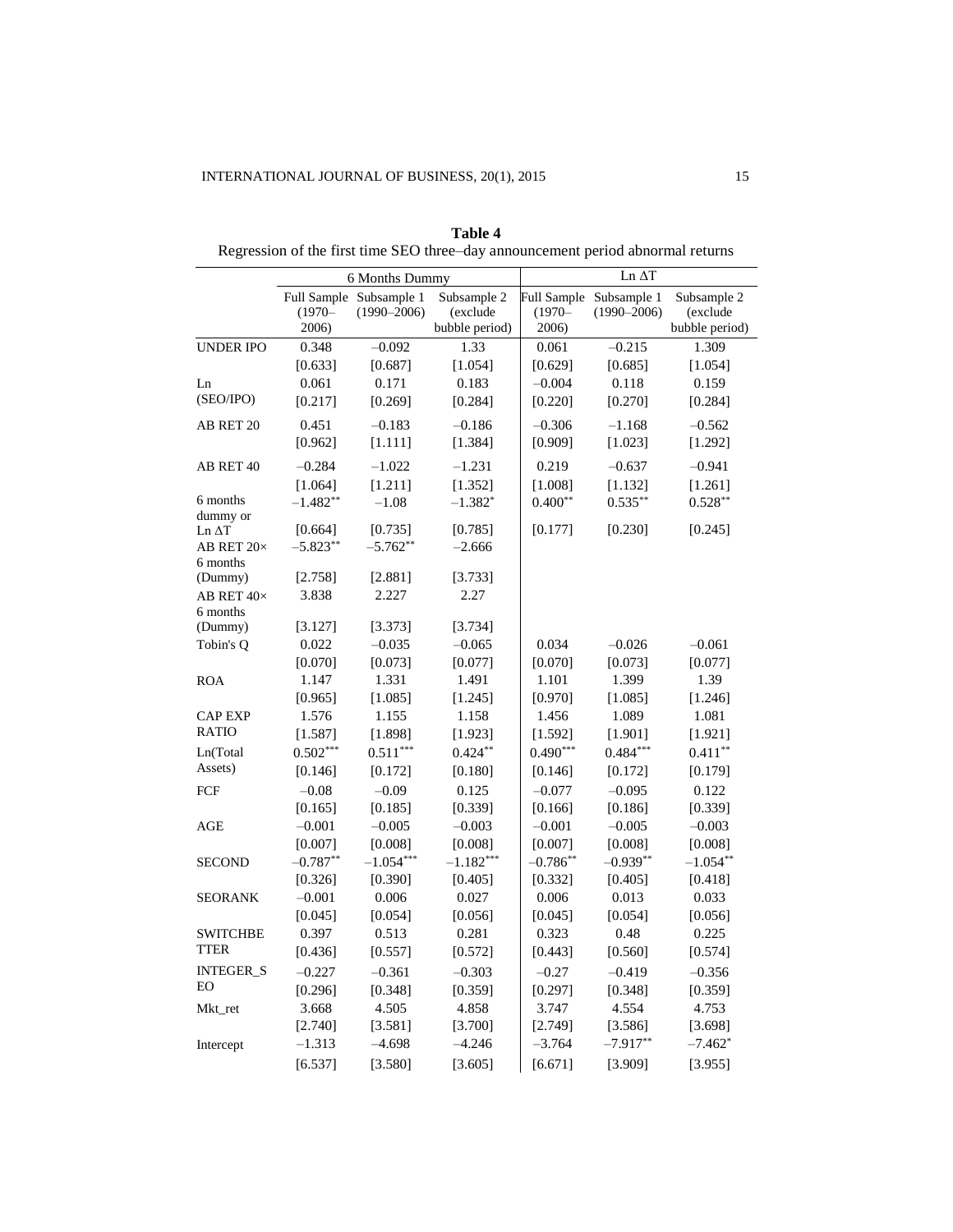**Table 4**
Regression of the first time SEO three–day announcement period abnormal returns

| | 6 Months Dummy | | | Ln ΔT | | |
|---|---|---|---|---|---|---|
| | Full Sample (1970–2006) | Subsample 1 (1990–2006) | Subsample 2 (exclude bubble period) | Full Sample (1970–2006) | Subsample 1 (1990–2006) | Subsample 2 (exclude bubble period) |
| UNDER IPO | 0.348 | –0.092 | 1.33 | 0.061 | –0.215 | 1.309 |
| | [0.633] | [0.687] | [1.054] | [0.629] | [0.685] | [1.054] |
| Ln (SEO/IPO) | 0.061 | 0.171 | 0.183 | –0.004 | 0.118 | 0.159 |
| | [0.217] | [0.269] | [0.284] | [0.220] | [0.270] | [0.284] |
| AB RET 20 | 0.451 | –0.183 | –0.186 | –0.306 | –1.168 | –0.562 |
| | [0.962] | [1.111] | [1.384] | [0.909] | [1.023] | [1.292] |
| AB RET 40 | –0.284 | –1.022 | –1.231 | 0.219 | –0.637 | –0.941 |
| | [1.064] | [1.211] | [1.352] | [1.008] | [1.132] | [1.261] |
| 6 months dummy or Ln ΔT | –1.482** | –1.08 | –1.382* | 0.400** | 0.535** | 0.528** |
| | [0.664] | [0.735] | [0.785] | [0.177] | [0.230] | [0.245] |
| AB RET 20× 6 months (Dummy) | –5.823** | –5.762** | –2.666 | | | |
| | [2.758] | [2.881] | [3.733] | | | |
| AB RET 40× 6 months (Dummy) | 3.838 | 2.227 | 2.27 | | | |
| | [3.127] | [3.373] | [3.734] | | | |
| Tobin's Q | 0.022 | –0.035 | –0.065 | 0.034 | –0.026 | –0.061 |
| | [0.070] | [0.073] | [0.077] | [0.070] | [0.073] | [0.077] |
| ROA | 1.147 | 1.331 | 1.491 | 1.101 | 1.399 | 1.39 |
| | [0.965] | [1.085] | [1.245] | [0.970] | [1.085] | [1.246] |
| CAP EXP RATIO | 1.576 | 1.155 | 1.158 | 1.456 | 1.089 | 1.081 |
| | [1.587] | [1.898] | [1.923] | [1.592] | [1.901] | [1.921] |
| Ln(Total Assets) | 0.502*** | 0.511*** | 0.424** | 0.490*** | 0.484*** | 0.411** |
| | [0.146] | [0.172] | [0.180] | [0.146] | [0.172] | [0.179] |
| FCF | –0.08 | –0.09 | 0.125 | –0.077 | –0.095 | 0.122 |
| | [0.165] | [0.185] | [0.339] | [0.166] | [0.186] | [0.339] |
| AGE | –0.001 | –0.005 | –0.003 | –0.001 | –0.005 | –0.003 |
| | [0.007] | [0.008] | [0.008] | [0.007] | [0.008] | [0.008] |
| SECOND | –0.787** | –1.054*** | –1.182*** | –0.786** | –0.939** | –1.054** |
| | [0.326] | [0.390] | [0.405] | [0.332] | [0.405] | [0.418] |
| SEORANK | –0.001 | 0.006 | 0.027 | 0.006 | 0.013 | 0.033 |
| | [0.045] | [0.054] | [0.056] | [0.045] | [0.054] | [0.056] |
| SWITCHBETTER | 0.397 | 0.513 | 0.281 | 0.323 | 0.48 | 0.225 |
| | [0.436] | [0.557] | [0.572] | [0.443] | [0.560] | [0.574] |
| INTEGER_SEO | –0.227 | –0.361 | –0.303 | –0.27 | –0.419 | –0.356 |
| | [0.296] | [0.348] | [0.359] | [0.297] | [0.348] | [0.359] |
| Mkt_ret | 3.668 | 4.505 | 4.858 | 3.747 | 4.554 | 4.753 |
| | [2.740] | [3.581] | [3.700] | [2.749] | [3.586] | [3.698] |
| Intercept | –1.313 | –4.698 | –4.246 | –3.764 | –7.917** | –7.462* |
| | [6.537] | [3.580] | [3.605] | [6.671] | [3.909] | [3.955] |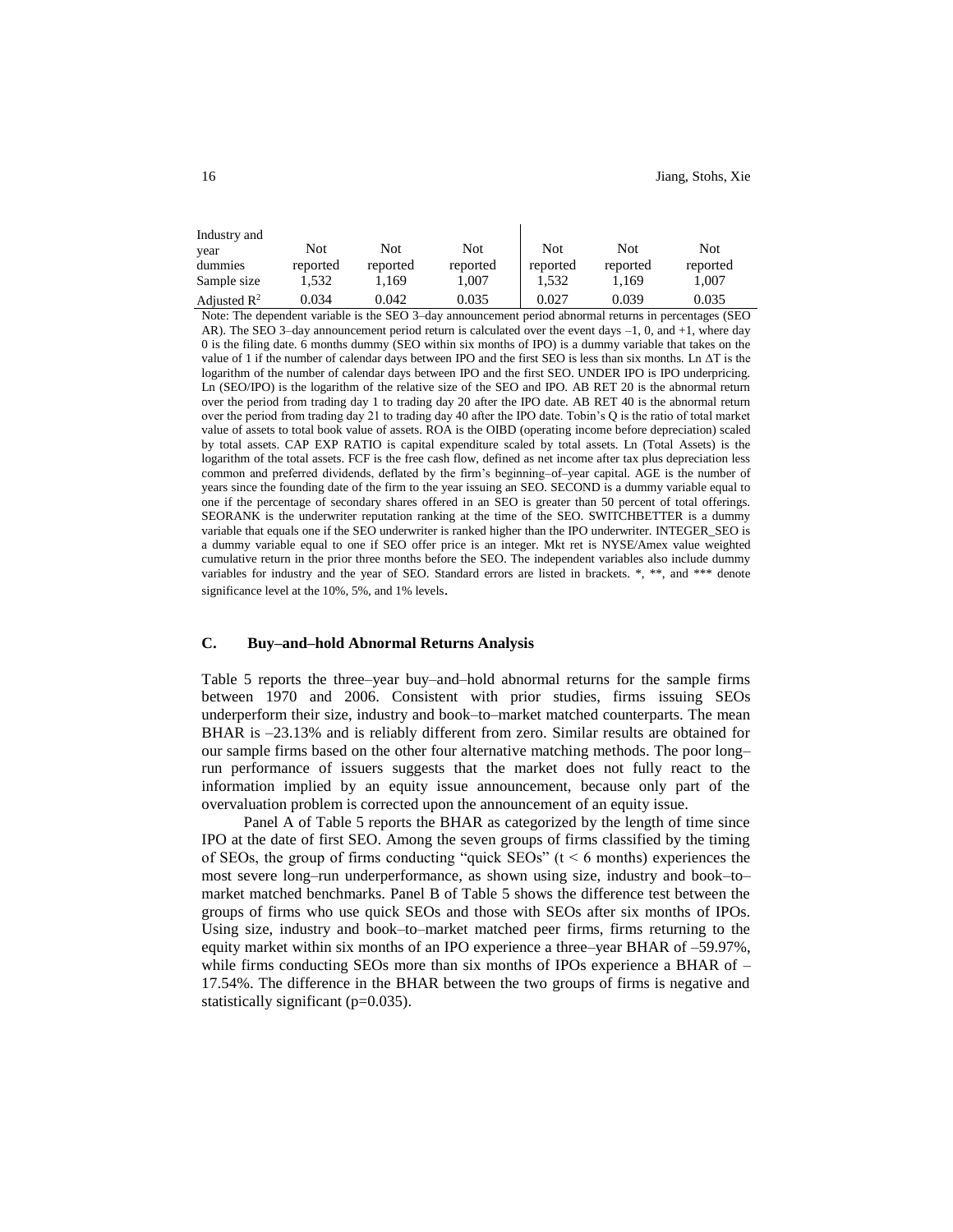| Industry and year dummies | Not reported | Not reported | Not reported | Not reported | Not reported | Not reported |
|---|---|---|---|---|---|---|
| Sample size | 1,532 | 1,169 | 1,007 | 1,532 | 1,169 | 1,007 |
| Adjusted $R^2$ | 0.034 | 0.042 | 0.035 | 0.027 | 0.039 | 0.035 |

Note: The dependent variable is the SEO 3–day announcement period abnormal returns in percentages (SEO AR). The SEO 3–day announcement period return is calculated over the event days –1, 0, and +1, where day 0 is the filing date. 6 months dummy (SEO within six months of IPO) is a dummy variable that takes on the value of 1 if the number of calendar days between IPO and the first SEO is less than six months. Ln $\Delta$T is the logarithm of the number of calendar days between IPO and the first SEO. UNDER IPO is IPO underpricing. Ln (SEO/IPO) is the logarithm of the relative size of the SEO and IPO. AB RET 20 is the abnormal return over the period from trading day 1 to trading day 20 after the IPO date. AB RET 40 is the abnormal return over the period from trading day 21 to trading day 40 after the IPO date. Tobin's Q is the ratio of total market value of assets to total book value of assets. ROA is the OIBD (operating income before depreciation) scaled by total assets. CAP EXP RATIO is capital expenditure scaled by total assets. Ln (Total Assets) is the logarithm of the total assets. FCF is the free cash flow, defined as net income after tax plus depreciation less common and preferred dividends, deflated by the firm's beginning–of–year capital. AGE is the number of years since the founding date of the firm to the year issuing an SEO. SECOND is a dummy variable equal to one if the percentage of secondary shares offered in an SEO is greater than 50 percent of total offerings. SEORANK is the underwriter reputation ranking at the time of the SEO. SWITCHBETTER is a dummy variable that equals one if the SEO underwriter is ranked higher than the IPO underwriter. INTEGER_SEO is a dummy variable equal to one if SEO offer price is an integer. Mkt ret is NYSE/Amex value weighted cumulative return in the prior three months before the SEO. The independent variables also include dummy variables for industry and the year of SEO. Standard errors are listed in brackets. *, **, and *** denote significance level at the 10%, 5%, and 1% levels.

### C. Buy–and–hold Abnormal Returns Analysis

Table 5 reports the three–year buy–and–hold abnormal returns for the sample firms between 1970 and 2006. Consistent with prior studies, firms issuing SEOs underperform their size, industry and book–to–market matched counterparts. The mean BHAR is –23.13% and is reliably different from zero. Similar results are obtained for our sample firms based on the other four alternative matching methods. The poor long–run performance of issuers suggests that the market does not fully react to the information implied by an equity issue announcement, because only part of the overvaluation problem is corrected upon the announcement of an equity issue.

Panel A of Table 5 reports the BHAR as categorized by the length of time since IPO at the date of first SEO. Among the seven groups of firms classified by the timing of SEOs, the group of firms conducting "quick SEOs" ($t < 6$ months) experiences the most severe long–run underperformance, as shown using size, industry and book–to–market matched benchmarks. Panel B of Table 5 shows the difference test between the groups of firms who use quick SEOs and those with SEOs after six months of IPOs. Using size, industry and book–to–market matched peer firms, firms returning to the equity market within six months of an IPO experience a three–year BHAR of –59.97%, while firms conducting SEOs more than six months of IPOs experience a BHAR of –17.54%. The difference in the BHAR between the two groups of firms is negative and statistically significant ($p=0.035$).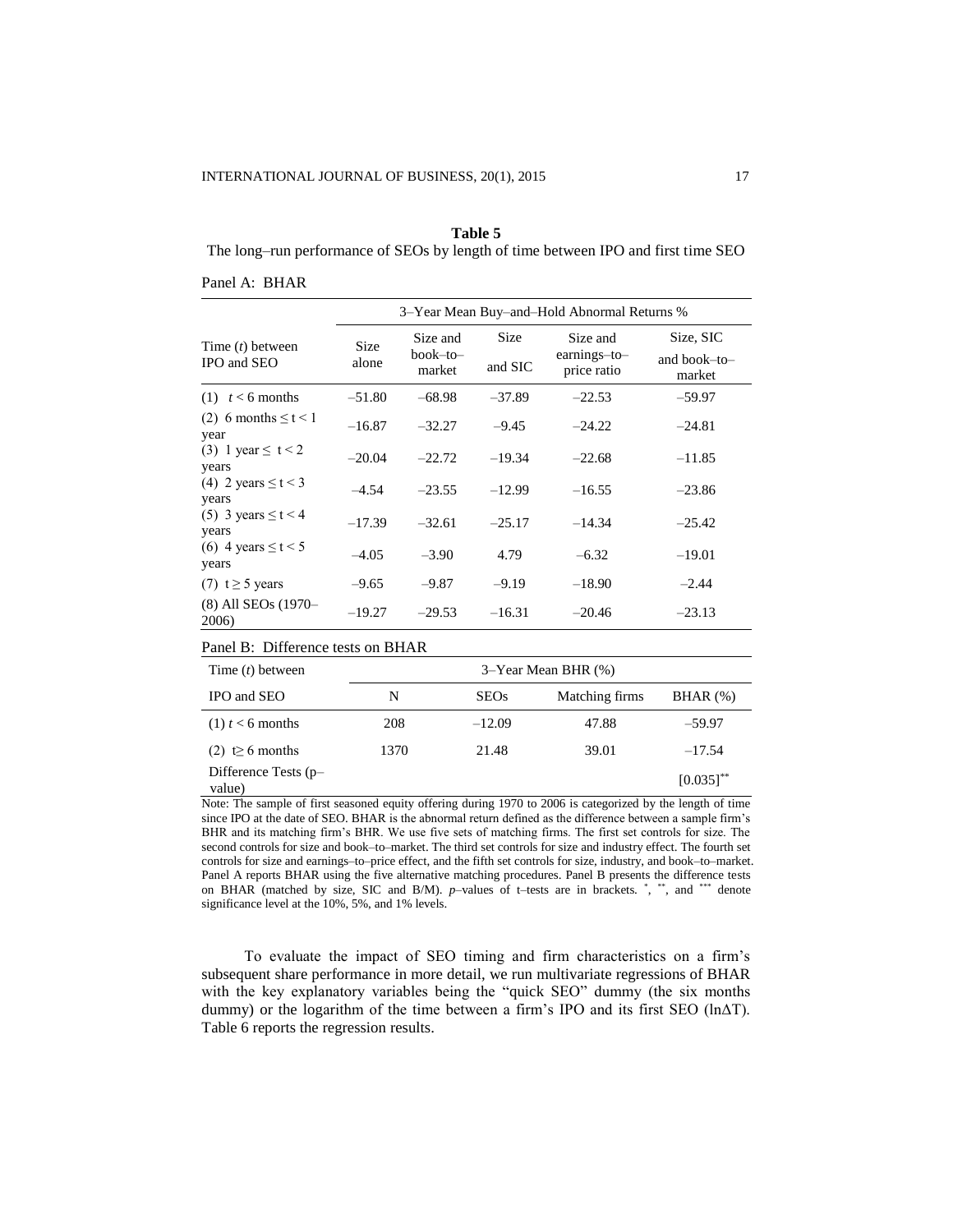**Table 5**
The long–run performance of SEOs by length of time between IPO and first time SEO

Panel A: BHAR

| Time ($t$) between IPO and SEO | 3–Year Mean Buy–and–Hold Abnormal Returns % | | | | |
|---|---|---|---|---|---|
| | Size alone | Size and book–to–market | Size and SIC | Size and earnings–to–price ratio | Size, SIC and book–to–market |
| (1) $t < 6$ months | –51.80 | –68.98 | –37.89 | –22.53 | –59.97 |
| (2) 6 months $\leq t < 1$ year | –16.87 | –32.27 | –9.45 | –24.22 | –24.81 |
| (3) 1 year $\leq t < 2$ years | –20.04 | –22.72 | –19.34 | –22.68 | –11.85 |
| (4) 2 years $\leq t < 3$ years | –4.54 | –23.55 | –12.99 | –16.55 | –23.86 |
| (5) 3 years $\leq t < 4$ years | –17.39 | –32.61 | –25.17 | –14.34 | –25.42 |
| (6) 4 years $\leq t < 5$ years | –4.05 | –3.90 | 4.79 | –6.32 | –19.01 |
| (7) $t \geq 5$ years | –9.65 | –9.87 | –9.19 | –18.90 | –2.44 |
| (8) All SEOs (1970–2006) | –19.27 | –29.53 | –16.31 | –20.46 | –23.13 |

Panel B: Difference tests on BHAR

| Time ($t$) between IPO and SEO | 3–Year Mean BHR (%) | | | |
|---|---|---|---|---|
| | N | SEOs | Matching firms | BHAR (%) |
| (1) $t < 6$ months | 208 | –12.09 | 47.88 | –59.97 |
| (2) $t \geq 6$ months | 1370 | 21.48 | 39.01 | –17.54 |
| Difference Tests (p–value) | | | | [0.035]** |

Note: The sample of first seasoned equity offering during 1970 to 2006 is categorized by the length of time since IPO at the date of SEO. BHAR is the abnormal return defined as the difference between a sample firm's BHR and its matching firm's BHR. We use five sets of matching firms. The first set controls for size. The second controls for size and book–to–market. The third set controls for size and industry effect. The fourth set controls for size and earnings–to–price effect, and the fifth set controls for size, industry, and book–to–market. Panel A reports BHAR using the five alternative matching procedures. Panel B presents the difference tests on BHAR (matched by size, SIC and B/M). $p$–values of t–tests are in brackets. *, **, and *** denote significance level at the 10%, 5%, and 1% levels.

To evaluate the impact of SEO timing and firm characteristics on a firm's subsequent share performance in more detail, we run multivariate regressions of BHAR with the key explanatory variables being the "quick SEO" dummy (the six months dummy) or the logarithm of the time between a firm's IPO and its first SEO ($\ln\Delta T$). Table 6 reports the regression results.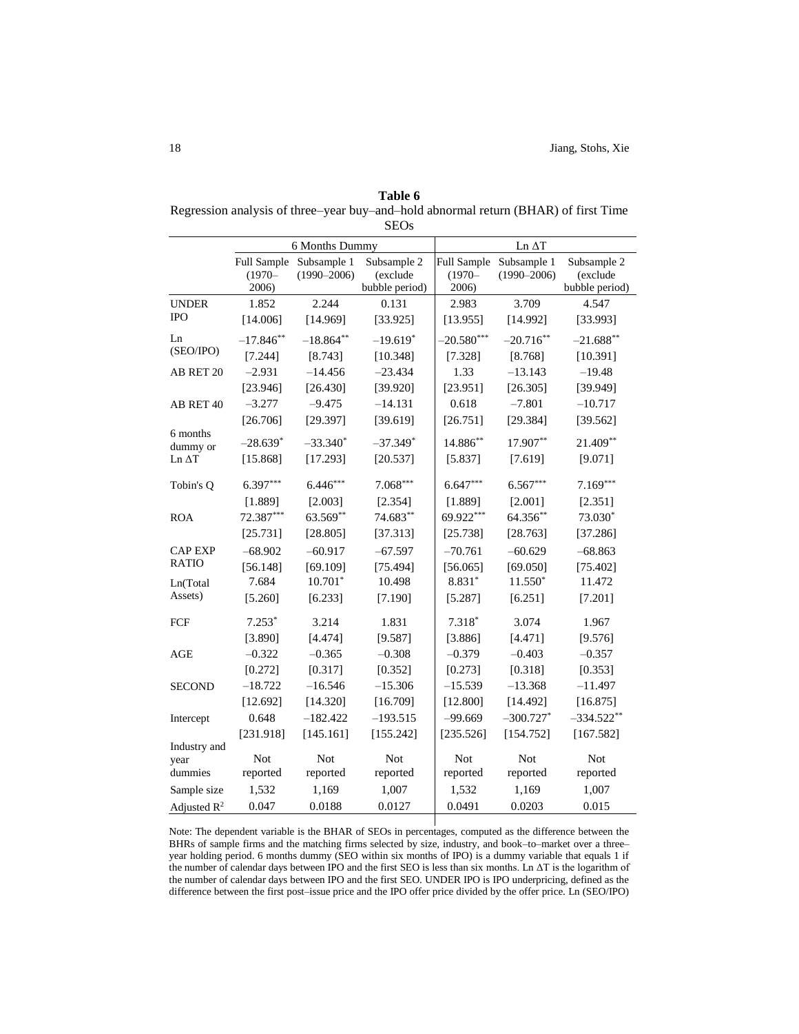**Table 6**
Regression analysis of three–year buy–and–hold abnormal return (BHAR) of first Time SEOs

| | 6 Months Dummy | | | Ln ΔT | | |
|---|---|---|---|---|---|---|
| | Full Sample (1970–2006) | Subsample 1 (1990–2006) | Subsample 2 (exclude bubble period) | Full Sample (1970–2006) | Subsample 1 (1990–2006) | Subsample 2 (exclude bubble period) |
| UNDER IPO | 1.852 | 2.244 | 0.131 | 2.983 | 3.709 | 4.547 |
| | [14.006] | [14.969] | [33.925] | [13.955] | [14.992] | [33.993] |
| Ln (SEO/IPO) | –17.846** | –18.864** | –19.619* | –20.580*** | –20.716** | –21.688** |
| | [7.244] | [8.743] | [10.348] | [7.328] | [8.768] | [10.391] |
| AB RET 20 | –2.931 | –14.456 | –23.434 | 1.33 | –13.143 | –19.48 |
| | [23.946] | [26.430] | [39.920] | [23.951] | [26.305] | [39.949] |
| AB RET 40 | –3.277 | –9.475 | –14.131 | 0.618 | –7.801 | –10.717 |
| | [26.706] | [29.397] | [39.619] | [26.751] | [29.384] | [39.562] |
| 6 months dummy or Ln ΔT | –28.639* | –33.340* | –37.349* | 14.886** | 17.907** | 21.409** |
| | [15.868] | [17.293] | [20.537] | [5.837] | [7.619] | [9.071] |
| Tobin's Q | 6.397*** | 6.446*** | 7.068*** | 6.647*** | 6.567*** | 7.169*** |
| | [1.889] | [2.003] | [2.354] | [1.889] | [2.001] | [2.351] |
| ROA | 72.387*** | 63.569** | 74.683** | 69.922*** | 64.356** | 73.030* |
| | [25.731] | [28.805] | [37.313] | [25.738] | [28.763] | [37.286] |
| CAP EXP RATIO | –68.902 | –60.917 | –67.597 | –70.761 | –60.629 | –68.863 |
| | [56.148] | [69.109] | [75.494] | [56.065] | [69.050] | [75.402] |
| Ln(Total Assets) | 7.684 | 10.701* | 10.498 | 8.831* | 11.550* | 11.472 |
| | [5.260] | [6.233] | [7.190] | [5.287] | [6.251] | [7.201] |
| FCF | 7.253* | 3.214 | 1.831 | 7.318* | 3.074 | 1.967 |
| | [3.890] | [4.474] | [9.587] | [3.886] | [4.471] | [9.576] |
| AGE | –0.322 | –0.365 | –0.308 | –0.379 | –0.403 | –0.357 |
| | [0.272] | [0.317] | [0.352] | [0.273] | [0.318] | [0.353] |
| SECOND | –18.722 | –16.546 | –15.306 | –15.539 | –13.368 | –11.497 |
| | [12.692] | [14.320] | [16.709] | [12.800] | [14.492] | [16.875] |
| Intercept | 0.648 | –182.422 | –193.515 | –99.669 | –300.727* | –334.522** |
| | [231.918] | [145.161] | [155.242] | [235.526] | [154.752] | [167.582] |
| Industry and year dummies | Not reported | Not reported | Not reported | Not reported | Not reported | Not reported |
| Sample size | 1,532 | 1,169 | 1,007 | 1,532 | 1,169 | 1,007 |
| Adjusted $R^2$ | 0.047 | 0.0188 | 0.0127 | 0.0491 | 0.0203 | 0.015 |

Note: The dependent variable is the BHAR of SEOs in percentages, computed as the difference between the BHRs of sample firms and the matching firms selected by size, industry, and book–to–market over a three–year holding period. 6 months dummy (SEO within six months of IPO) is a dummy variable that equals 1 if the number of calendar days between IPO and the first SEO is less than six months. Ln ΔT is the logarithm of the number of calendar days between IPO and the first SEO. UNDER IPO is IPO underpricing, defined as the difference between the first post–issue price and the IPO offer price divided by the offer price. Ln (SEO/IPO)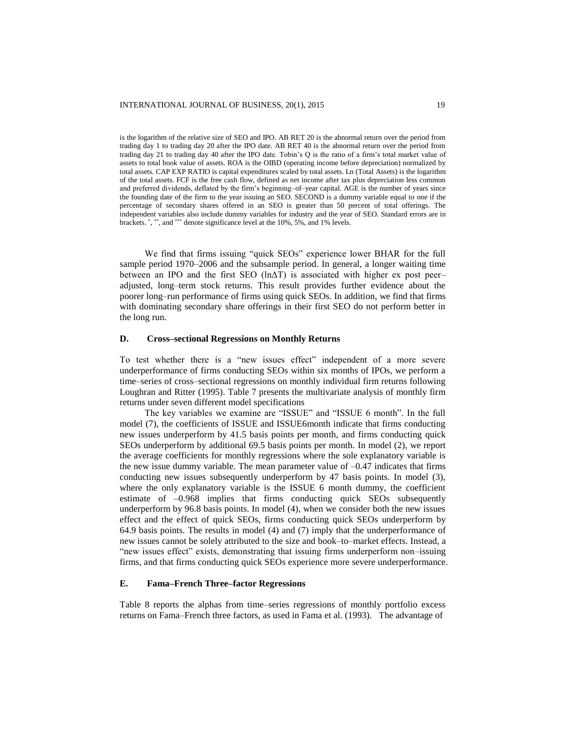is the logarithm of the relative size of SEO and IPO. AB RET 20 is the abnormal return over the period from trading day 1 to trading day 20 after the IPO date. AB RET 40 is the abnormal return over the period from trading day 21 to trading day 40 after the IPO date. Tobin's Q is the ratio of a firm's total market value of assets to total book value of assets. ROA is the OIBD (operating income before depreciation) normalized by total assets. CAP EXP RATIO is capital expenditures scaled by total assets. Ln (Total Assets) is the logarithm of the total assets. FCF is the free cash flow, defined as net income after tax plus depreciation less common and preferred dividends, deflated by the firm's beginning–of–year capital. AGE is the number of years since the founding date of the firm to the year issuing an SEO. SECOND is a dummy variable equal to one if the percentage of secondary shares offered in an SEO is greater than 50 percent of total offerings. The independent variables also include dummy variables for industry and the year of SEO. Standard errors are in brackets. *, **, and *** denote significance level at the 10%, 5%, and 1% levels.

We find that firms issuing "quick SEOs" experience lower BHAR for the full sample period 1970–2006 and the subsample period. In general, a longer waiting time between an IPO and the first SEO ($\ln\Delta T$) is associated with higher ex post peer–adjusted, long–term stock returns. This result provides further evidence about the poorer long–run performance of firms using quick SEOs. In addition, we find that firms with dominating secondary share offerings in their first SEO do not perform better in the long run.

### D. Cross–sectional Regressions on Monthly Returns

To test whether there is a "new issues effect" independent of a more severe underperformance of firms conducting SEOs within six months of IPOs, we perform a time–series of cross–sectional regressions on monthly individual firm returns following Loughran and Ritter (1995). Table 7 presents the multivariate analysis of monthly firm returns under seven different model specifications

The key variables we examine are "ISSUE" and "ISSUE 6 month". In the full model (7), the coefficients of ISSUE and ISSUE6month indicate that firms conducting new issues underperform by 41.5 basis points per month, and firms conducting quick SEOs underperform by additional 69.5 basis points per month. In model (2), we report the average coefficients for monthly regressions where the sole explanatory variable is the new issue dummy variable. The mean parameter value of –0.47 indicates that firms conducting new issues subsequently underperform by 47 basis points. In model (3), where the only explanatory variable is the ISSUE 6 month dummy, the coefficient estimate of –0.968 implies that firms conducting quick SEOs subsequently underperform by 96.8 basis points. In model (4), when we consider both the new issues effect and the effect of quick SEOs, firms conducting quick SEOs underperform by 64.9 basis points. The results in model (4) and (7) imply that the underperformance of new issues cannot be solely attributed to the size and book–to–market effects. Instead, a "new issues effect" exists, demonstrating that issuing firms underperform non–issuing firms, and that firms conducting quick SEOs experience more severe underperformance.

### E. Fama–French Three–factor Regressions

Table 8 reports the alphas from time–series regressions of monthly portfolio excess returns on Fama–French three factors, as used in Fama et al. (1993). The advantage of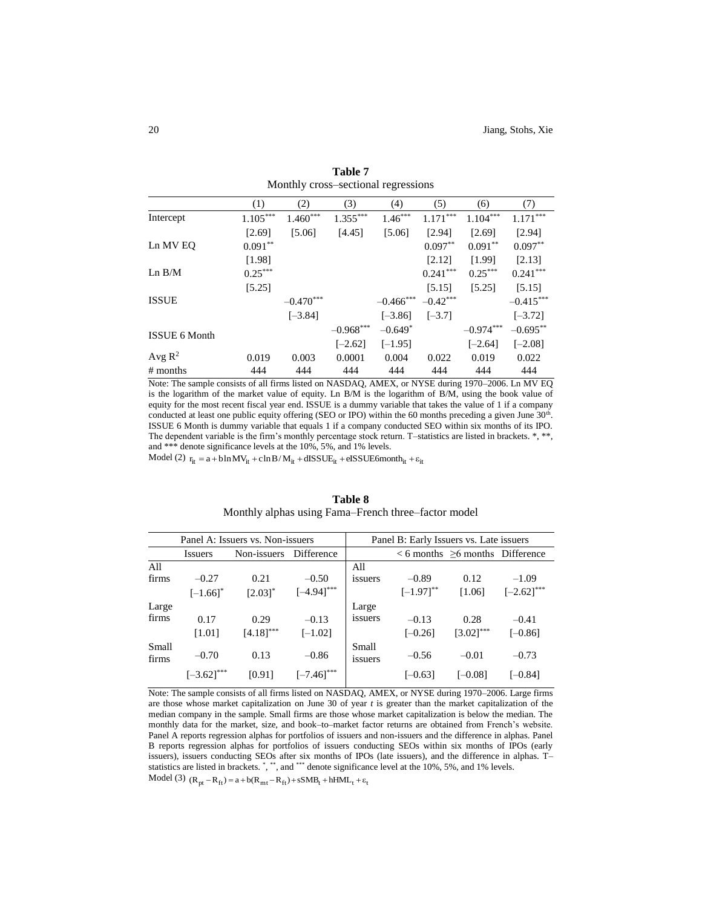**Table 7**
Monthly cross–sectional regressions

| | (1) | (2) | (3) | (4) | (5) | (6) | (7) |
|---|---|---|---|---|---|---|---|
| Intercept | 1.105*** | 1.460*** | 1.355*** | 1.46*** | 1.171*** | 1.104*** | 1.171*** |
| | [2.69] | [5.06] | [4.45] | [5.06] | [2.94] | [2.69] | [2.94] |
| Ln MV EQ | 0.091** | | | | 0.097** | 0.091** | 0.097** |
| | [1.98] | | | | [2.12] | [1.99] | [2.13] |
| Ln B/M | 0.25*** | | | | 0.241*** | 0.25*** | 0.241*** |
| | [5.25] | | | | [5.15] | [5.25] | [5.15] |
| ISSUE | | –0.470*** | | –0.466*** | –0.42*** | | –0.415*** |
| | | [–3.84] | | [–3.86] | [–3.7] | | [–3.72] |
| ISSUE 6 Month | | | –0.968*** | –0.649* | | –0.974*** | –0.695** |
| | | | [–2.62] | [–1.95] | | [–2.64] | [–2.08] |
| Avg $R^2$ | 0.019 | 0.003 | 0.0001 | 0.004 | 0.022 | 0.019 | 0.022 |
| # months | 444 | 444 | 444 | 444 | 444 | 444 | 444 |

Note: The sample consists of all firms listed on NASDAQ, AMEX, or NYSE during 1970–2006. Ln MV EQ is the logarithm of the market value of equity. Ln B/M is the logarithm of B/M, using the book value of equity for the most recent fiscal year end. ISSUE is a dummy variable that takes the value of 1 if a company conducted at least one public equity offering (SEO or IPO) within the 60 months preceding a given June 30th. ISSUE 6 Month is dummy variable that equals 1 if a company conducted SEO within six months of its IPO. The dependent variable is the firm's monthly percentage stock return. T–statistics are listed in brackets. *, **, and *** denote significance levels at the 10%, 5%, and 1% levels.

Model (2) $r_{it} = a + b\ln MV_{it} + c\ln B/M_{it} + dISSUE_{it} + eISSUE6month_{it} + \varepsilon_{it}$

**Table 8**
Monthly alphas using Fama–French three–factor model

| Panel A: Issuers vs. Non-issuers | | | | Panel B: Early Issuers vs. Late issuers | | | |
|---|---|---|---|---|---|---|---|
| | Issuers | Non-issuers | Difference | | < 6 months | ≥6 months | Difference |
| All firms | –0.27 | 0.21 | –0.50 | All issuers | –0.89 | 0.12 | –1.09 |
| | [–1.66]* | [2.03]* | [–4.94]*** | | [–1.97]** | [1.06] | [–2.62]*** |
| Large firms | 0.17 | 0.29 | –0.13 | Large issuers | –0.13 | 0.28 | –0.41 |
| | [1.01] | [4.18]*** | [–1.02] | | [–0.26] | [3.02]*** | [–0.86] |
| Small firms | –0.70 | 0.13 | –0.86 | Small issuers | –0.56 | –0.01 | –0.73 |
| | [–3.62]*** | [0.91] | [–7.46]*** | | [–0.63] | [–0.08] | [–0.84] |

Note: The sample consists of all firms listed on NASDAQ, AMEX, or NYSE during 1970–2006. Large firms are those whose market capitalization on June 30 of year *t* is greater than the market capitalization of the median company in the sample. Small firms are those whose market capitalization is below the median. The monthly data for the market, size, and book–to–market factor returns are obtained from French's website. Panel A reports regression alphas for portfolios of issuers and non-issuers and the difference in alphas. Panel B reports regression alphas for portfolios of issuers conducting SEOs within six months of IPOs (early issuers), issuers conducting SEOs after six months of IPOs (late issuers), and the difference in alphas. T–statistics are listed in brackets. *, **, and *** denote significance level at the 10%, 5%, and 1% levels.

Model (3) $(R_{pt} - R_{ft}) = a + b(R_{mt} - R_{ft}) + sSMB_t + hHML_t + \varepsilon_t$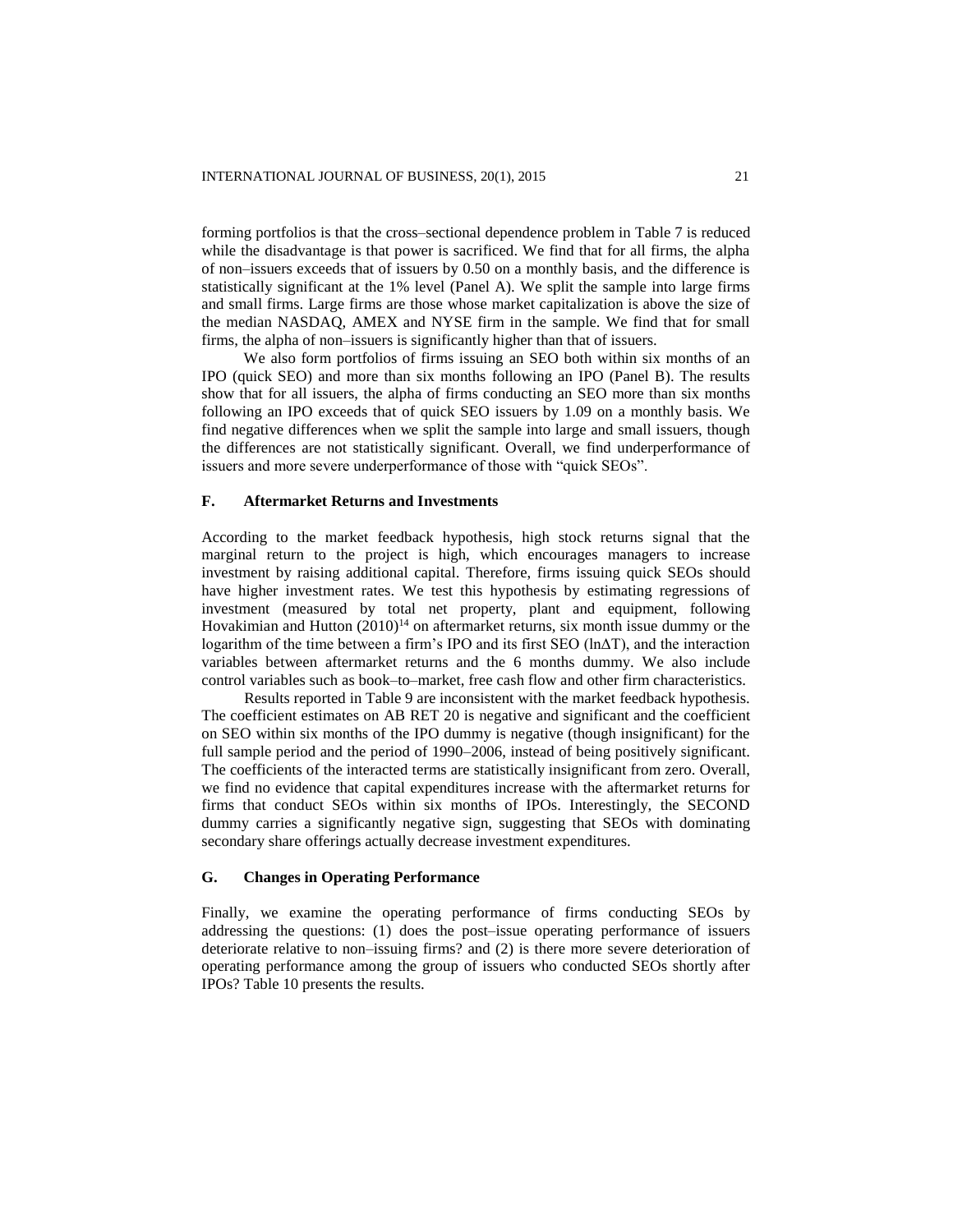forming portfolios is that the cross–sectional dependence problem in Table 7 is reduced while the disadvantage is that power is sacrificed. We find that for all firms, the alpha of non–issuers exceeds that of issuers by 0.50 on a monthly basis, and the difference is statistically significant at the 1% level (Panel A). We split the sample into large firms and small firms. Large firms are those whose market capitalization is above the size of the median NASDAQ, AMEX and NYSE firm in the sample. We find that for small firms, the alpha of non–issuers is significantly higher than that of issuers.

We also form portfolios of firms issuing an SEO both within six months of an IPO (quick SEO) and more than six months following an IPO (Panel B). The results show that for all issuers, the alpha of firms conducting an SEO more than six months following an IPO exceeds that of quick SEO issuers by 1.09 on a monthly basis. We find negative differences when we split the sample into large and small issuers, though the differences are not statistically significant. Overall, we find underperformance of issuers and more severe underperformance of those with "quick SEOs".

### F. Aftermarket Returns and Investments

According to the market feedback hypothesis, high stock returns signal that the marginal return to the project is high, which encourages managers to increase investment by raising additional capital. Therefore, firms issuing quick SEOs should have higher investment rates. We test this hypothesis by estimating regressions of investment (measured by total net property, plant and equipment, following Hovakimian and Hutton (2010)[14] on aftermarket returns, six month issue dummy or the logarithm of the time between a firm's IPO and its first SEO ($\ln\Delta T$), and the interaction variables between aftermarket returns and the 6 months dummy. We also include control variables such as book–to–market, free cash flow and other firm characteristics.

Results reported in Table 9 are inconsistent with the market feedback hypothesis. The coefficient estimates on AB RET 20 is negative and significant and the coefficient on SEO within six months of the IPO dummy is negative (though insignificant) for the full sample period and the period of 1990–2006, instead of being positively significant. The coefficients of the interacted terms are statistically insignificant from zero. Overall, we find no evidence that capital expenditures increase with the aftermarket returns for firms that conduct SEOs within six months of IPOs. Interestingly, the SECOND dummy carries a significantly negative sign, suggesting that SEOs with dominating secondary share offerings actually decrease investment expenditures.

### G. Changes in Operating Performance

Finally, we examine the operating performance of firms conducting SEOs by addressing the questions: (1) does the post–issue operating performance of issuers deteriorate relative to non–issuing firms? and (2) is there more severe deterioration of operating performance among the group of issuers who conducted SEOs shortly after IPOs? Table 10 presents the results.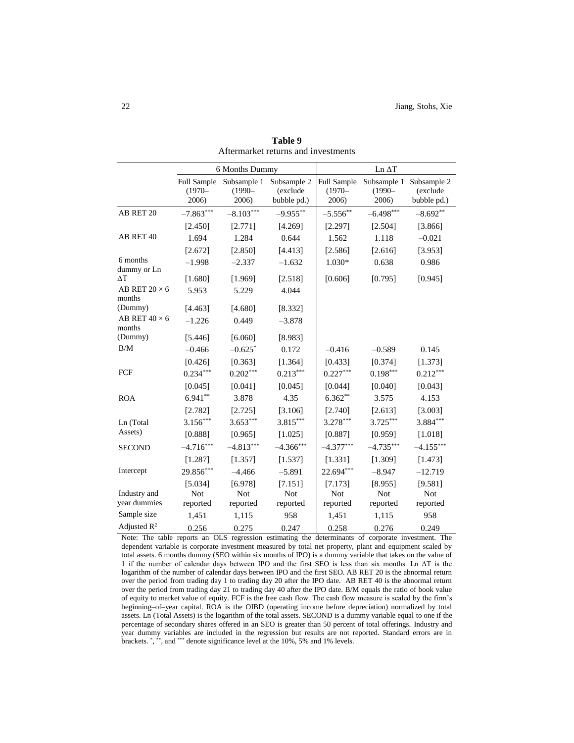**Table 9**
Aftermarket returns and investments

| | 6 Months Dummy | | | Ln ΔT | | |
|---|---|---|---|---|---|---|
| | Full Sample (1970–2006) | Subsample 1 (1990–2006) | Subsample 2 (exclude bubble pd.) | Full Sample (1970–2006) | Subsample 1 (1990–2006) | Subsample 2 (exclude bubble pd.) |
| AB RET 20 | $-7.863^{***}$ | $-8.103^{***}$ | $-9.955^{**}$ | $-5.556^{**}$ | $-6.498^{***}$ | $-8.692^{**}$ |
| | [2.450] | [2.771] | [4.269] | [2.297] | [2.504] | [3.866] |
| AB RET 40 | 1.694 | 1.284 | 0.644 | 1.562 | 1.118 | –0.021 |
| | [2.672] | [2.850] | [4.413] | [2.586] | [2.616] | [3.953] |
| 6 months dummy or Ln ΔT | –1.998 | –2.337 | –1.632 | 1.030* | 0.638 | 0.986 |
| | [1.680] | [1.969] | [2.518] | [0.606] | [0.795] | [0.945] |
| AB RET 20 × 6 months (Dummy) | 5.953 | 5.229 | 4.044 | | | |
| | [4.463] | [4.680] | [8.332] | | | |
| AB RET 40 × 6 months (Dummy) | –1.226 | 0.449 | –3.878 | | | |
| | [5.446] | [6.060] | [8.983] | | | |
| B/M | –0.466 | $-0.625^{*}$ | 0.172 | –0.416 | –0.589 | 0.145 |
| | [0.426] | [0.363] | [1.364] | [0.433] | [0.374] | [1.373] |
| FCF | $0.234^{***}$ | $0.202^{***}$ | $0.213^{***}$ | $0.227^{***}$ | $0.198^{***}$ | $0.212^{***}$ |
| | [0.045] | [0.041] | [0.045] | [0.044] | [0.040] | [0.043] |
| ROA | $6.941^{**}$ | 3.878 | 4.35 | $6.362^{**}$ | 3.575 | 4.153 |
| | [2.782] | [2.725] | [3.106] | [2.740] | [2.613] | [3.003] |
| Ln (Total Assets) | $3.156^{***}$ | $3.653^{***}$ | $3.815^{***}$ | $3.278^{***}$ | $3.725^{***}$ | $3.884^{***}$ |
| | [0.888] | [0.965] | [1.025] | [0.887] | [0.959] | [1.018] |
| SECOND | $-4.716^{***}$ | $-4.813^{***}$ | $-4.366^{***}$ | $-4.377^{***}$ | $-4.735^{***}$ | $-4.155^{***}$ |
| | [1.287] | [1.357] | [1.537] | [1.331] | [1.309] | [1.473] |
| Intercept | $29.856^{***}$ | –4.466 | –5.891 | $22.694^{***}$ | –8.947 | –12.719 |
| | [5.034] | [6.978] | [7.151] | [7.173] | [8.955] | [9.581] |
| Industry and year dummies | Not reported | Not reported | Not reported | Not reported | Not reported | Not reported |
| Sample size | 1,451 | 1,115 | 958 | 1,451 | 1,115 | 958 |
| Adjusted $R^2$ | 0.256 | 0.275 | 0.247 | 0.258 | 0.276 | 0.249 |

Note: The table reports an OLS regression estimating the determinants of corporate investment. The dependent variable is corporate investment measured by total net property, plant and equipment scaled by total assets. 6 months dummy (SEO within six months of IPO) is a dummy variable that takes on the value of 1 if the number of calendar days between IPO and the first SEO is less than six months. Ln ΔT is the logarithm of the number of calendar days between IPO and the first SEO. AB RET 20 is the abnormal return over the period from trading day 1 to trading day 20 after the IPO date. AB RET 40 is the abnormal return over the period from trading day 21 to trading day 40 after the IPO date. B/M equals the ratio of book value of equity to market value of equity. FCF is the free cash flow. The cash flow measure is scaled by the firm's beginning–of–year capital. ROA is the OIBD (operating income before depreciation) normalized by total assets. Ln (Total Assets) is the logarithm of the total assets. SECOND is a dummy variable equal to one if the percentage of secondary shares offered in an SEO is greater than 50 percent of total offerings. Industry and year dummy variables are included in the regression but results are not reported. Standard errors are in brackets. *, **, and *** denote significance level at the 10%, 5% and 1% levels.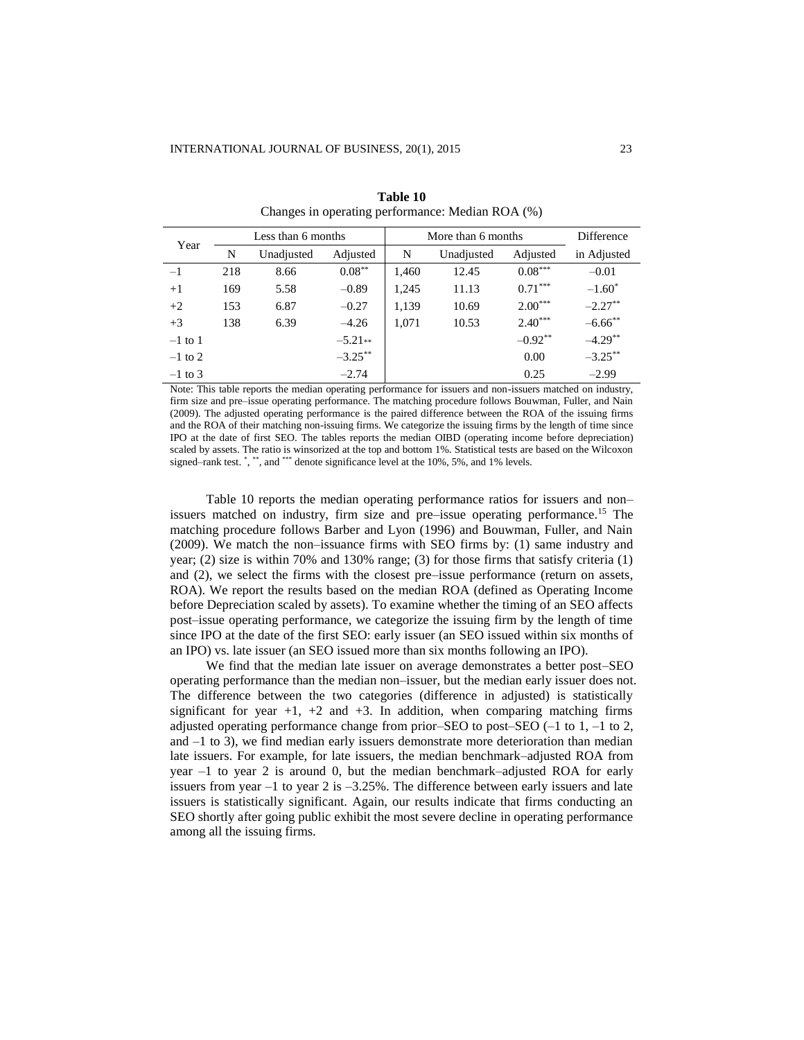**Table 10**
Changes in operating performance: Median ROA (%)

| Year | Less than 6 months | | | More than 6 months | | | Difference |
|---|---|---|---|---|---|---|---|
| | N | Unadjusted | Adjusted | N | Unadjusted | Adjusted | in Adjusted |
| –1 | 218 | 8.66 | 0.08** | 1,460 | 12.45 | 0.08*** | –0.01 |
| +1 | 169 | 5.58 | –0.89 | 1,245 | 11.13 | 0.71*** | –1.60* |
| +2 | 153 | 6.87 | –0.27 | 1,139 | 10.69 | 2.00*** | –2.27** |
| +3 | 138 | 6.39 | –4.26 | 1,071 | 10.53 | 2.40*** | –6.66** |
| –1 to 1 | | | –5.21** | | | –0.92** | –4.29** |
| –1 to 2 | | | –3.25** | | | 0.00 | –3.25** |
| –1 to 3 | | | –2.74 | | | 0.25 | –2.99 |

Note: This table reports the median operating performance for issuers and non-issuers matched on industry, firm size and pre–issue operating performance. The matching procedure follows Bouwman, Fuller, and Nain (2009). The adjusted operating performance is the paired difference between the ROA of the issuing firms and the ROA of their matching non-issuing firms. We categorize the issuing firms by the length of time since IPO at the date of first SEO. The tables reports the median OIBD (operating income before depreciation) scaled by assets. The ratio is winsorized at the top and bottom 1%. Statistical tests are based on the Wilcoxon signed–rank test. *, **, and *** denote significance level at the 10%, 5%, and 1% levels.

Table 10 reports the median operating performance ratios for issuers and non–issuers matched on industry, firm size and pre–issue operating performance.[15] The matching procedure follows Barber and Lyon (1996) and Bouwman, Fuller, and Nain (2009). We match the non–issuance firms with SEO firms by: (1) same industry and year; (2) size is within 70% and 130% range; (3) for those firms that satisfy criteria (1) and (2), we select the firms with the closest pre–issue performance (return on assets, ROA). We report the results based on the median ROA (defined as Operating Income before Depreciation scaled by assets). To examine whether the timing of an SEO affects post–issue operating performance, we categorize the issuing firm by the length of time since IPO at the date of the first SEO: early issuer (an SEO issued within six months of an IPO) vs. late issuer (an SEO issued more than six months following an IPO).

We find that the median late issuer on average demonstrates a better post–SEO operating performance than the median non–issuer, but the median early issuer does not. The difference between the two categories (difference in adjusted) is statistically significant for year +1, +2 and +3. In addition, when comparing matching firms adjusted operating performance change from prior–SEO to post–SEO (–1 to 1, –1 to 2, and –1 to 3), we find median early issuers demonstrate more deterioration than median late issuers. For example, for late issuers, the median benchmark–adjusted ROA from year –1 to year 2 is around 0, but the median benchmark–adjusted ROA for early issuers from year –1 to year 2 is –3.25%. The difference between early issuers and late issuers is statistically significant. Again, our results indicate that firms conducting an SEO shortly after going public exhibit the most severe decline in operating performance among all the issuing firms.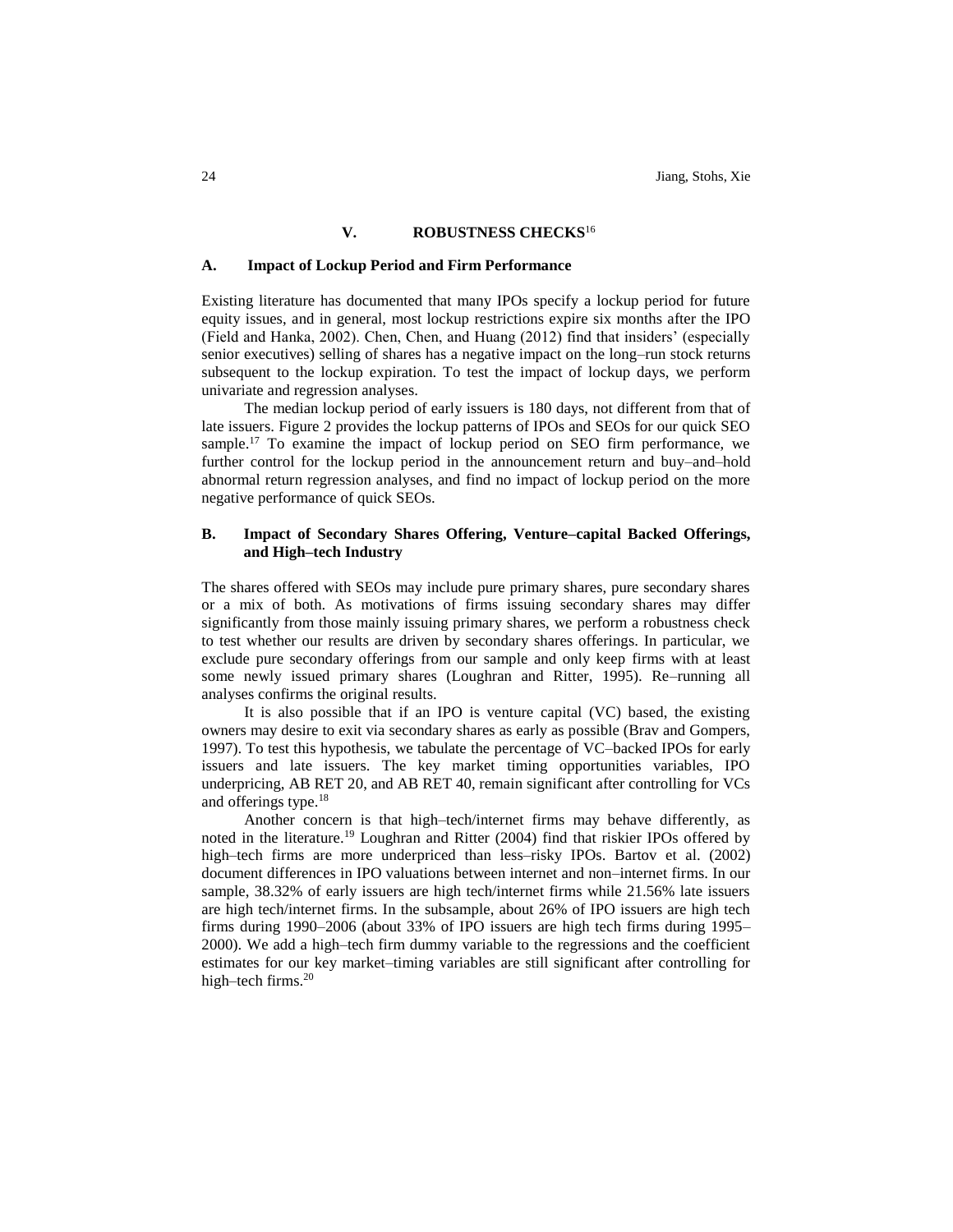## V. ROBUSTNESS CHECKS[16]

### A. Impact of Lockup Period and Firm Performance

Existing literature has documented that many IPOs specify a lockup period for future equity issues, and in general, most lockup restrictions expire six months after the IPO (Field and Hanka, 2002). Chen, Chen, and Huang (2012) find that insiders' (especially senior executives) selling of shares has a negative impact on the long–run stock returns subsequent to the lockup expiration. To test the impact of lockup days, we perform univariate and regression analyses.

The median lockup period of early issuers is 180 days, not different from that of late issuers. Figure 2 provides the lockup patterns of IPOs and SEOs for our quick SEO sample.[17] To examine the impact of lockup period on SEO firm performance, we further control for the lockup period in the announcement return and buy–and–hold abnormal return regression analyses, and find no impact of lockup period on the more negative performance of quick SEOs.

### B. Impact of Secondary Shares Offering, Venture–capital Backed Offerings, and High–tech Industry

The shares offered with SEOs may include pure primary shares, pure secondary shares or a mix of both. As motivations of firms issuing secondary shares may differ significantly from those mainly issuing primary shares, we perform a robustness check to test whether our results are driven by secondary shares offerings. In particular, we exclude pure secondary offerings from our sample and only keep firms with at least some newly issued primary shares (Loughran and Ritter, 1995). Re–running all analyses confirms the original results.

It is also possible that if an IPO is venture capital (VC) based, the existing owners may desire to exit via secondary shares as early as possible (Brav and Gompers, 1997). To test this hypothesis, we tabulate the percentage of VC–backed IPOs for early issuers and late issuers. The key market timing opportunities variables, IPO underpricing, AB RET 20, and AB RET 40, remain significant after controlling for VCs and offerings type.[18]

Another concern is that high–tech/internet firms may behave differently, as noted in the literature.[19] Loughran and Ritter (2004) find that riskier IPOs offered by high–tech firms are more underpriced than less–risky IPOs. Bartov et al. (2002) document differences in IPO valuations between internet and non–internet firms. In our sample, 38.32% of early issuers are high tech/internet firms while 21.56% late issuers are high tech/internet firms. In the subsample, about 26% of IPO issuers are high tech firms during 1990–2006 (about 33% of IPO issuers are high tech firms during 1995–2000). We add a high–tech firm dummy variable to the regressions and the coefficient estimates for our key market–timing variables are still significant after controlling for high–tech firms.[20]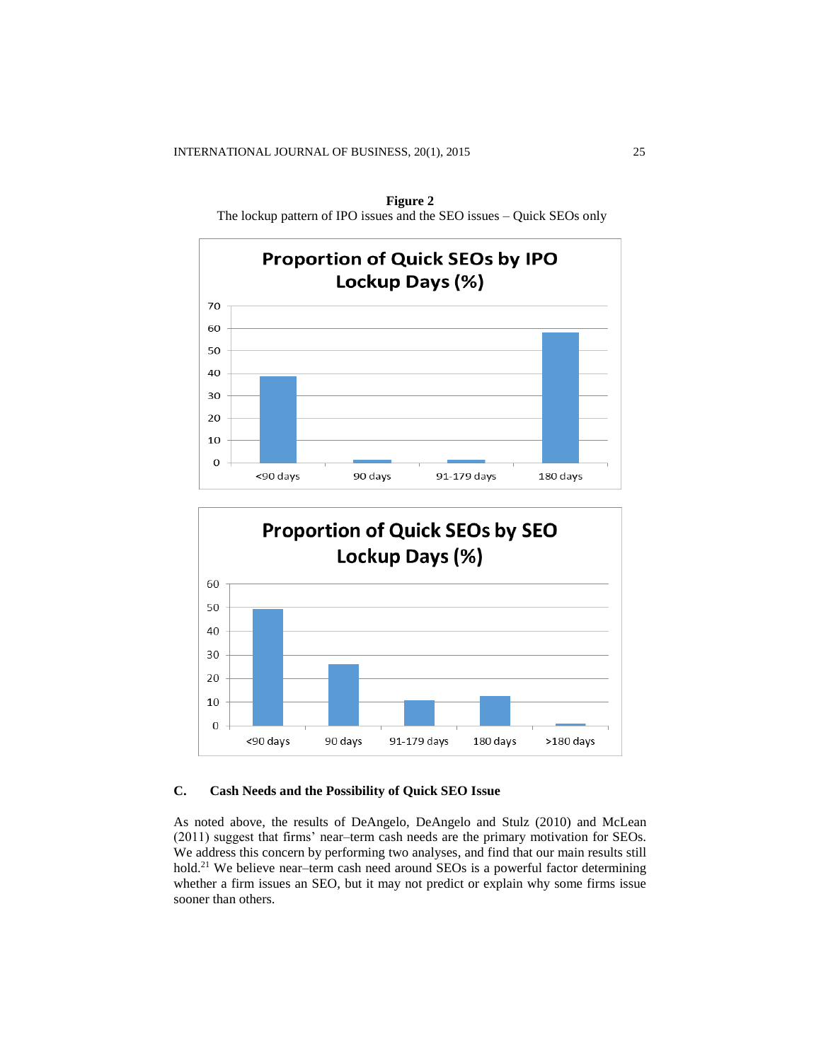**Figure 2**
The lockup pattern of IPO issues and the SEO issues – Quick SEOs only

## C. Cash Needs and the Possibility of Quick SEO Issue

As noted above, the results of DeAngelo, DeAngelo and Stulz (2010) and McLean (2011) suggest that firms' near–term cash needs are the primary motivation for SEOs. We address this concern by performing two analyses, and find that our main results still hold.[21] We believe near–term cash need around SEOs is a powerful factor determining whether a firm issues an SEO, but it may not predict or explain why some firms issue sooner than others.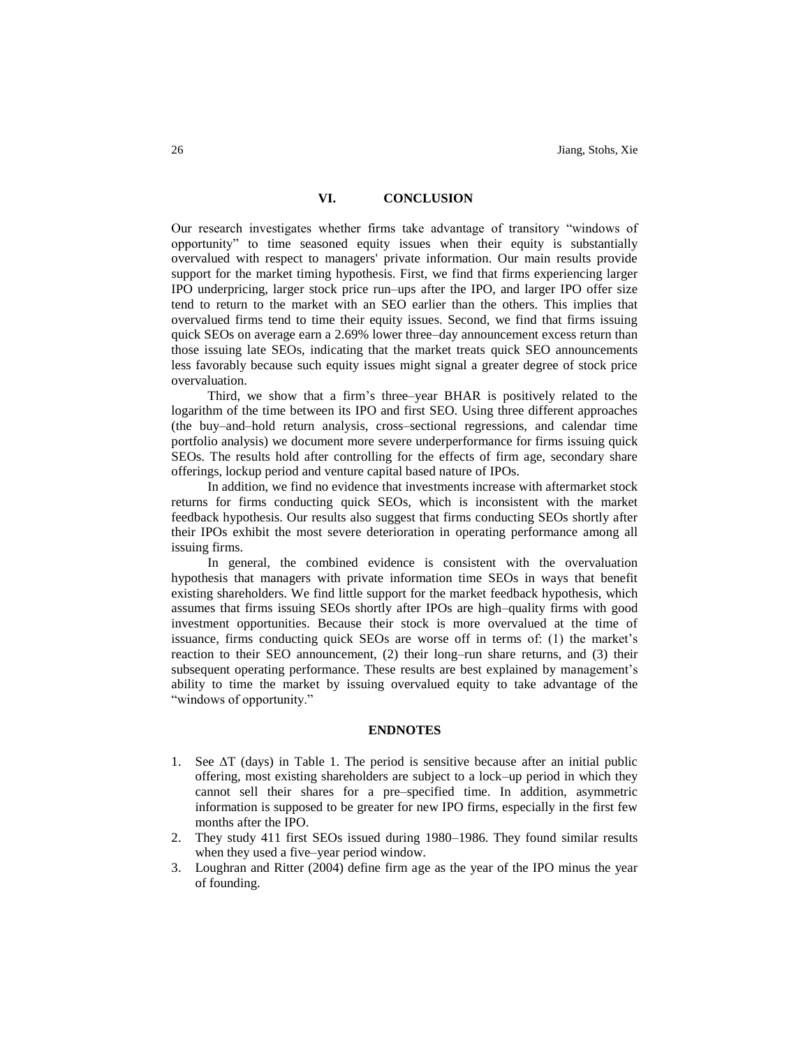## VI. CONCLUSION

Our research investigates whether firms take advantage of transitory "windows of opportunity" to time seasoned equity issues when their equity is substantially overvalued with respect to managers' private information. Our main results provide support for the market timing hypothesis. First, we find that firms experiencing larger IPO underpricing, larger stock price run–ups after the IPO, and larger IPO offer size tend to return to the market with an SEO earlier than the others. This implies that overvalued firms tend to time their equity issues. Second, we find that firms issuing quick SEOs on average earn a 2.69% lower three–day announcement excess return than those issuing late SEOs, indicating that the market treats quick SEO announcements less favorably because such equity issues might signal a greater degree of stock price overvaluation.

Third, we show that a firm's three–year BHAR is positively related to the logarithm of the time between its IPO and first SEO. Using three different approaches (the buy–and–hold return analysis, cross–sectional regressions, and calendar time portfolio analysis) we document more severe underperformance for firms issuing quick SEOs. The results hold after controlling for the effects of firm age, secondary share offerings, lockup period and venture capital based nature of IPOs.

In addition, we find no evidence that investments increase with aftermarket stock returns for firms conducting quick SEOs, which is inconsistent with the market feedback hypothesis. Our results also suggest that firms conducting SEOs shortly after their IPOs exhibit the most severe deterioration in operating performance among all issuing firms.

In general, the combined evidence is consistent with the overvaluation hypothesis that managers with private information time SEOs in ways that benefit existing shareholders. We find little support for the market feedback hypothesis, which assumes that firms issuing SEOs shortly after IPOs are high–quality firms with good investment opportunities. Because their stock is more overvalued at the time of issuance, firms conducting quick SEOs are worse off in terms of: (1) the market's reaction to their SEO announcement, (2) their long–run share returns, and (3) their subsequent operating performance. These results are best explained by management's ability to time the market by issuing overvalued equity to take advantage of the "windows of opportunity."

## ENDNOTES

1. See $\Delta$T (days) in Table 1. The period is sensitive because after an initial public offering, most existing shareholders are subject to a lock–up period in which they cannot sell their shares for a pre–specified time. In addition, asymmetric information is supposed to be greater for new IPO firms, especially in the first few months after the IPO.
2. They study 411 first SEOs issued during 1980–1986. They found similar results when they used a five–year period window.
3. Loughran and Ritter (2004) define firm age as the year of the IPO minus the year of founding.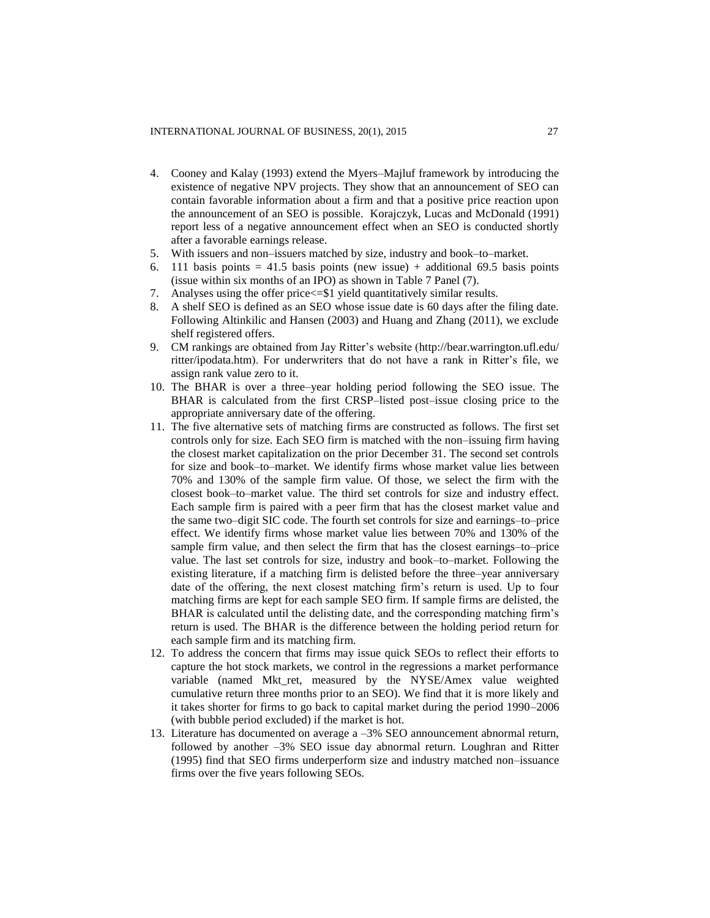4. Cooney and Kalay (1993) extend the Myers–Majluf framework by introducing the existence of negative NPV projects. They show that an announcement of SEO can contain favorable information about a firm and that a positive price reaction upon the announcement of an SEO is possible. Korajczyk, Lucas and McDonald (1991) report less of a negative announcement effect when an SEO is conducted shortly after a favorable earnings release.
5. With issuers and non–issuers matched by size, industry and book–to–market.
6. 111 basis points = 41.5 basis points (new issue) + additional 69.5 basis points (issue within six months of an IPO) as shown in Table 7 Panel (7).
7. Analyses using the offer price<=$1 yield quantitatively similar results.
8. A shelf SEO is defined as an SEO whose issue date is 60 days after the filing date. Following Altinkilic and Hansen (2003) and Huang and Zhang (2011), we exclude shelf registered offers.
9. CM rankings are obtained from Jay Ritter's website (http://bear.warrington.ufl.edu/ritter/ipodata.htm). For underwriters that do not have a rank in Ritter's file, we assign rank value zero to it.
10. The BHAR is over a three–year holding period following the SEO issue. The BHAR is calculated from the first CRSP–listed post–issue closing price to the appropriate anniversary date of the offering.
11. The five alternative sets of matching firms are constructed as follows. The first set controls only for size. Each SEO firm is matched with the non–issuing firm having the closest market capitalization on the prior December 31. The second set controls for size and book–to–market. We identify firms whose market value lies between 70% and 130% of the sample firm value. Of those, we select the firm with the closest book–to–market value. The third set controls for size and industry effect. Each sample firm is paired with a peer firm that has the closest market value and the same two–digit SIC code. The fourth set controls for size and earnings–to–price effect. We identify firms whose market value lies between 70% and 130% of the sample firm value, and then select the firm that has the closest earnings–to–price value. The last set controls for size, industry and book–to–market. Following the existing literature, if a matching firm is delisted before the three–year anniversary date of the offering, the next closest matching firm's return is used. Up to four matching firms are kept for each sample SEO firm. If sample firms are delisted, the BHAR is calculated until the delisting date, and the corresponding matching firm's return is used. The BHAR is the difference between the holding period return for each sample firm and its matching firm.
12. To address the concern that firms may issue quick SEOs to reflect their efforts to capture the hot stock markets, we control in the regressions a market performance variable (named Mkt_ret, measured by the NYSE/Amex value weighted cumulative return three months prior to an SEO). We find that it is more likely and it takes shorter for firms to go back to capital market during the period 1990–2006 (with bubble period excluded) if the market is hot.
13. Literature has documented on average a –3% SEO announcement abnormal return, followed by another –3% SEO issue day abnormal return. Loughran and Ritter (1995) find that SEO firms underperform size and industry matched non–issuance firms over the five years following SEOs.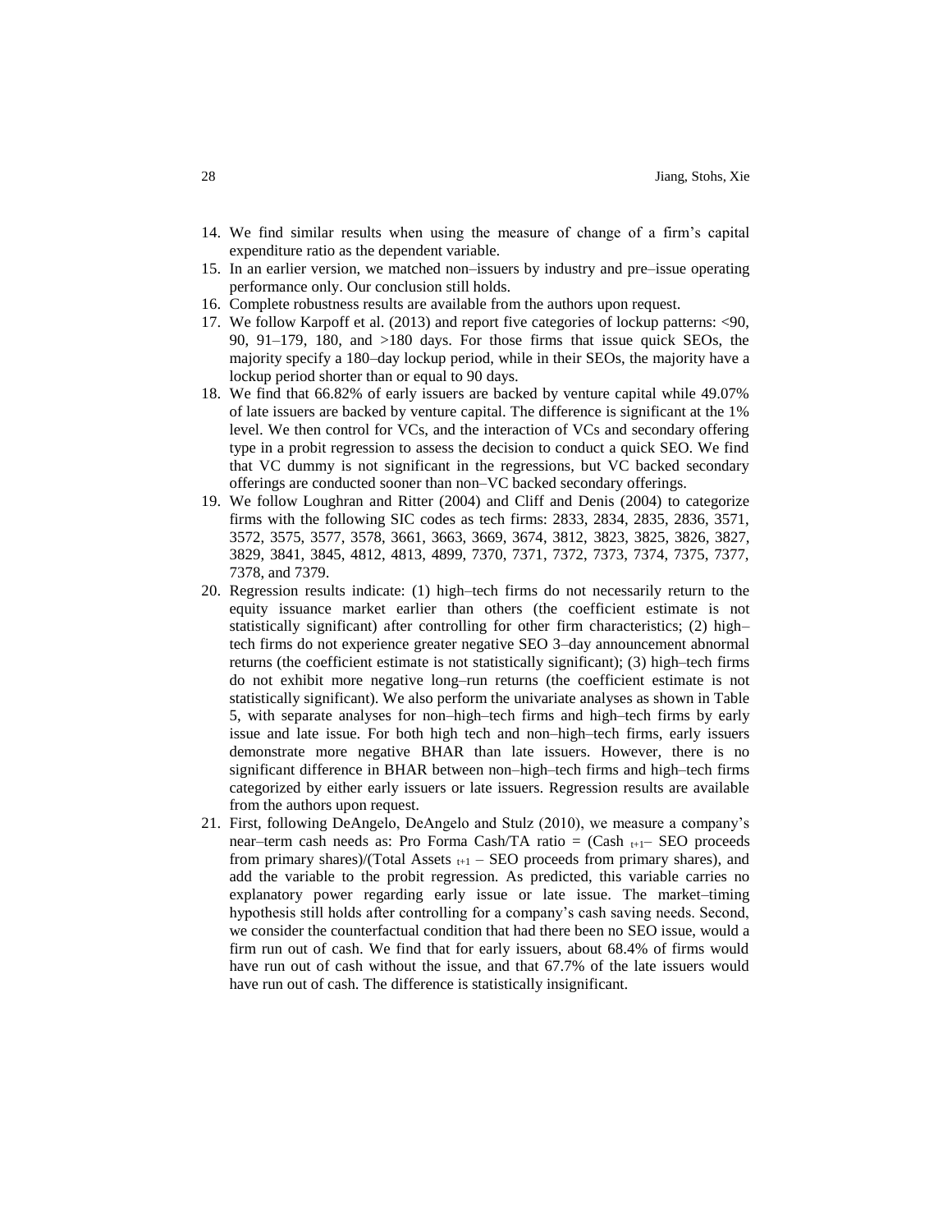14. We find similar results when using the measure of change of a firm's capital expenditure ratio as the dependent variable.
15. In an earlier version, we matched non–issuers by industry and pre–issue operating performance only. Our conclusion still holds.
16. Complete robustness results are available from the authors upon request.
17. We follow Karpoff et al. (2013) and report five categories of lockup patterns: <90, 90, 91–179, 180, and >180 days. For those firms that issue quick SEOs, the majority specify a 180–day lockup period, while in their SEOs, the majority have a lockup period shorter than or equal to 90 days.
18. We find that 66.82% of early issuers are backed by venture capital while 49.07% of late issuers are backed by venture capital. The difference is significant at the 1% level. We then control for VCs, and the interaction of VCs and secondary offering type in a probit regression to assess the decision to conduct a quick SEO. We find that VC dummy is not significant in the regressions, but VC backed secondary offerings are conducted sooner than non–VC backed secondary offerings.
19. We follow Loughran and Ritter (2004) and Cliff and Denis (2004) to categorize firms with the following SIC codes as tech firms: 2833, 2834, 2835, 2836, 3571, 3572, 3575, 3577, 3578, 3661, 3663, 3669, 3674, 3812, 3823, 3825, 3826, 3827, 3829, 3841, 3845, 4812, 4813, 4899, 7370, 7371, 7372, 7373, 7374, 7375, 7377, 7378, and 7379.
20. Regression results indicate: (1) high–tech firms do not necessarily return to the equity issuance market earlier than others (the coefficient estimate is not statistically significant) after controlling for other firm characteristics; (2) high–tech firms do not experience greater negative SEO 3–day announcement abnormal returns (the coefficient estimate is not statistically significant); (3) high–tech firms do not exhibit more negative long–run returns (the coefficient estimate is not statistically significant). We also perform the univariate analyses as shown in Table 5, with separate analyses for non–high–tech firms and high–tech firms by early issue and late issue. For both high tech and non–high–tech firms, early issuers demonstrate more negative BHAR than late issuers. However, there is no significant difference in BHAR between non–high–tech firms and high–tech firms categorized by either early issuers or late issuers. Regression results are available from the authors upon request.
21. First, following DeAngelo, DeAngelo and Stulz (2010), we measure a company's near–term cash needs as: Pro Forma Cash/TA ratio = ($Cash_{t+1}$ – SEO proceeds from primary shares)/($Total\ Assets_{t+1}$ – SEO proceeds from primary shares), and add the variable to the probit regression. As predicted, this variable carries no explanatory power regarding early issue or late issue. The market–timing hypothesis still holds after controlling for a company's cash saving needs. Second, we consider the counterfactual condition that had there been no SEO issue, would a firm run out of cash. We find that for early issuers, about 68.4% of firms would have run out of cash without the issue, and that 67.7% of the late issuers would have run out of cash. The difference is statistically insignificant.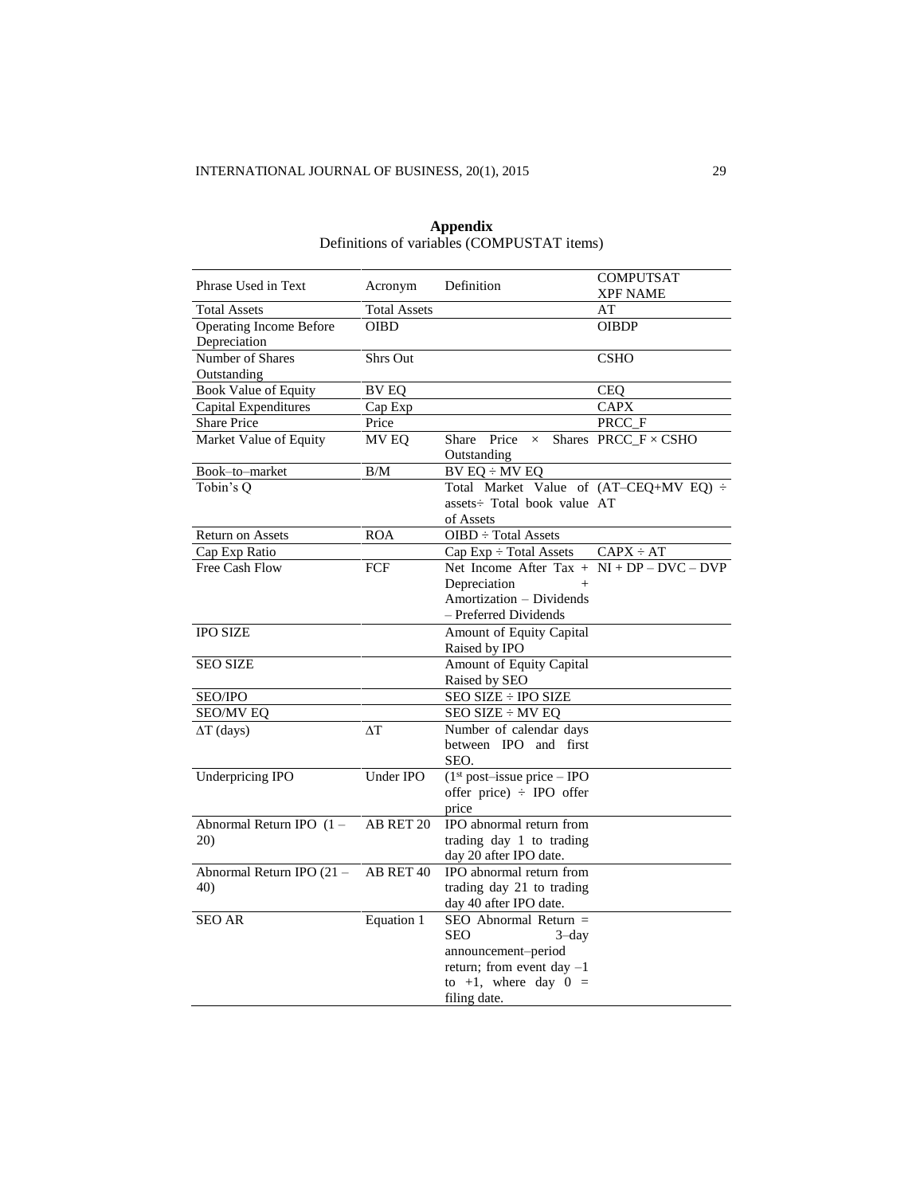## Appendix

Definitions of variables (COMPUSTAT items)

| Phrase Used in Text | Acronym | Definition | COMPUTSAT XPF NAME |
|---|---|---|---|
| Total Assets | Total Assets | | AT |
| Operating Income Before Depreciation | OIBD | | OIBDP |
| Number of Shares Outstanding | Shrs Out | | CSHO |
| Book Value of Equity | BV EQ | | CEQ |
| Capital Expenditures | Cap Exp | | CAPX |
| Share Price | Price | | PRCC_F |
| Market Value of Equity | MV EQ | Share Price × Shares Outstanding | PRCC_F × CSHO |
| Book–to–market | B/M | BV EQ ÷ MV EQ | |
| Tobin's Q | | Total Market Value of assets÷ Total book value of Assets | (AT–CEQ+MV EQ) ÷ AT |
| Return on Assets | ROA | OIBD ÷ Total Assets | |
| Cap Exp Ratio | | Cap Exp ÷ Total Assets | CAPX ÷ AT |
| Free Cash Flow | FCF | Net Income After Tax + Depreciation + Amortization – Dividends – Preferred Dividends | NI + DP – DVC – DVP |
| IPO SIZE | | Amount of Equity Capital Raised by IPO | |
| SEO SIZE | | Amount of Equity Capital Raised by SEO | |
| SEO/IPO | | SEO SIZE ÷ IPO SIZE | |
| SEO/MV EQ | | SEO SIZE ÷ MV EQ | |
| ΔT (days) | ΔT | Number of calendar days between IPO and first SEO. | |
| Underpricing IPO | Under IPO | (1st post–issue price – IPO offer price) ÷ IPO offer price | |
| Abnormal Return IPO (1 – 20) | AB RET 20 | IPO abnormal return from trading day 1 to trading day 20 after IPO date. | |
| Abnormal Return IPO (21 – 40) | AB RET 40 | IPO abnormal return from trading day 21 to trading day 40 after IPO date. | |
| SEO AR | Equation 1 | SEO Abnormal Return = SEO 3–day announcement–period return; from event day –1 to +1, where day 0 = filing date. | |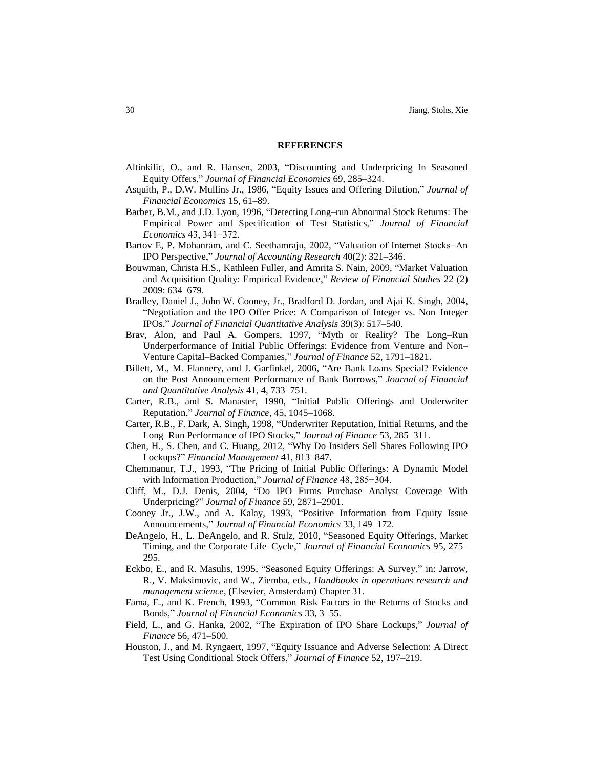**REFERENCES**

Altinkilic, O., and R. Hansen, 2003, "Discounting and Underpricing In Seasoned Equity Offers," *Journal of Financial Economics* 69, 285–324.

Asquith, P., D.W. Mullins Jr., 1986, "Equity Issues and Offering Dilution," *Journal of Financial Economics* 15, 61–89.

Barber, B.M., and J.D. Lyon, 1996, "Detecting Long–run Abnormal Stock Returns: The Empirical Power and Specification of Test–Statistics," *Journal of Financial Economics* 43, 341−372.

Bartov E, P. Mohanram, and C. Seethamraju, 2002, "Valuation of Internet Stocks−An IPO Perspective," *Journal of Accounting Research* 40(2): 321–346.

Bouwman, Christa H.S., Kathleen Fuller, and Amrita S. Nain, 2009, "Market Valuation and Acquisition Quality: Empirical Evidence," *Review of Financial Studies* 22 (2) 2009: 634–679.

Bradley, Daniel J., John W. Cooney, Jr., Bradford D. Jordan, and Ajai K. Singh, 2004, "Negotiation and the IPO Offer Price: A Comparison of Integer vs. Non–Integer IPOs," *Journal of Financial Quantitative Analysis* 39(3): 517–540.

Brav, Alon, and Paul A. Gompers, 1997, "Myth or Reality? The Long–Run Underperformance of Initial Public Offerings: Evidence from Venture and Non–Venture Capital–Backed Companies," *Journal of Finance* 52, 1791–1821.

Billett, M., M. Flannery, and J. Garfinkel, 2006, "Are Bank Loans Special? Evidence on the Post Announcement Performance of Bank Borrows," *Journal of Financial and Quantitative Analysis* 41, 4, 733–751.

Carter, R.B., and S. Manaster, 1990, "Initial Public Offerings and Underwriter Reputation," *Journal of Finance*, 45, 1045–1068.

Carter, R.B., F. Dark, A. Singh, 1998, "Underwriter Reputation, Initial Returns, and the Long–Run Performance of IPO Stocks," *Journal of Finance* 53, 285–311.

Chen, H., S. Chen, and C. Huang, 2012, "Why Do Insiders Sell Shares Following IPO Lockups?" *Financial Management* 41, 813–847.

Chemmanur, T.J., 1993, "The Pricing of Initial Public Offerings: A Dynamic Model with Information Production," *Journal of Finance* 48, 285−304.

Cliff, M., D.J. Denis, 2004, "Do IPO Firms Purchase Analyst Coverage With Underpricing?" *Journal of Finance* 59, 2871–2901.

Cooney Jr., J.W., and A. Kalay, 1993, "Positive Information from Equity Issue Announcements," *Journal of Financial Economics* 33, 149–172.

DeAngelo, H., L. DeAngelo, and R. Stulz, 2010, "Seasoned Equity Offerings, Market Timing, and the Corporate Life–Cycle," *Journal of Financial Economics* 95, 275–295.

Eckbo, E., and R. Masulis, 1995, "Seasoned Equity Offerings: A Survey," in: Jarrow, R., V. Maksimovic, and W., Ziemba, eds., *Handbooks in operations research and management science*, (Elsevier, Amsterdam) Chapter 31.

Fama, E., and K. French, 1993, "Common Risk Factors in the Returns of Stocks and Bonds," *Journal of Financial Economics* 33, 3–55.

Field, L., and G. Hanka, 2002, "The Expiration of IPO Share Lockups," *Journal of Finance* 56, 471–500.

Houston, J., and M. Ryngaert, 1997, "Equity Issuance and Adverse Selection: A Direct Test Using Conditional Stock Offers," *Journal of Finance* 52, 197–219.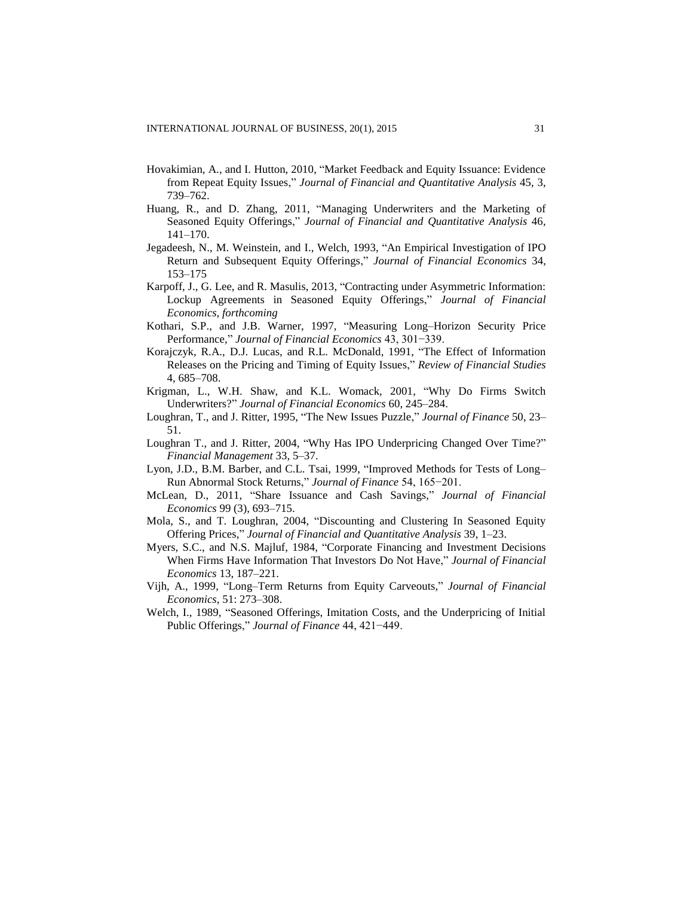Hovakimian, A., and I. Hutton, 2010, "Market Feedback and Equity Issuance: Evidence from Repeat Equity Issues," *Journal of Financial and Quantitative Analysis* 45, 3, 739–762.

Huang, R., and D. Zhang, 2011, "Managing Underwriters and the Marketing of Seasoned Equity Offerings," *Journal of Financial and Quantitative Analysis* 46, 141–170.

Jegadeesh, N., M. Weinstein, and I., Welch, 1993, "An Empirical Investigation of IPO Return and Subsequent Equity Offerings," *Journal of Financial Economics* 34, 153–175

Karpoff, J., G. Lee, and R. Masulis, 2013, "Contracting under Asymmetric Information: Lockup Agreements in Seasoned Equity Offerings," *Journal of Financial Economics, forthcoming*

Kothari, S.P., and J.B. Warner, 1997, "Measuring Long–Horizon Security Price Performance," *Journal of Financial Economics* 43, 301−339.

Korajczyk, R.A., D.J. Lucas, and R.L. McDonald, 1991, "The Effect of Information Releases on the Pricing and Timing of Equity Issues," *Review of Financial Studies* 4, 685–708.

Krigman, L., W.H. Shaw, and K.L. Womack, 2001, "Why Do Firms Switch Underwriters?" *Journal of Financial Economics* 60, 245–284.

Loughran, T., and J. Ritter, 1995, "The New Issues Puzzle," *Journal of Finance* 50, 23–51.

Loughran T., and J. Ritter, 2004, "Why Has IPO Underpricing Changed Over Time?" *Financial Management* 33, 5–37.

Lyon, J.D., B.M. Barber, and C.L. Tsai, 1999, "Improved Methods for Tests of Long–Run Abnormal Stock Returns," *Journal of Finance* 54, 165−201.

McLean, D., 2011, "Share Issuance and Cash Savings," *Journal of Financial Economics* 99 (3), 693–715.

Mola, S., and T. Loughran, 2004, "Discounting and Clustering In Seasoned Equity Offering Prices," *Journal of Financial and Quantitative Analysis* 39, 1–23.

Myers, S.C., and N.S. Majluf, 1984, "Corporate Financing and Investment Decisions When Firms Have Information That Investors Do Not Have," *Journal of Financial Economics* 13, 187–221.

Vijh, A., 1999, "Long–Term Returns from Equity Carveouts," *Journal of Financial Economics*, 51: 273–308.

Welch, I., 1989, "Seasoned Offerings, Imitation Costs, and the Underpricing of Initial Public Offerings," *Journal of Finance* 44, 421−449.